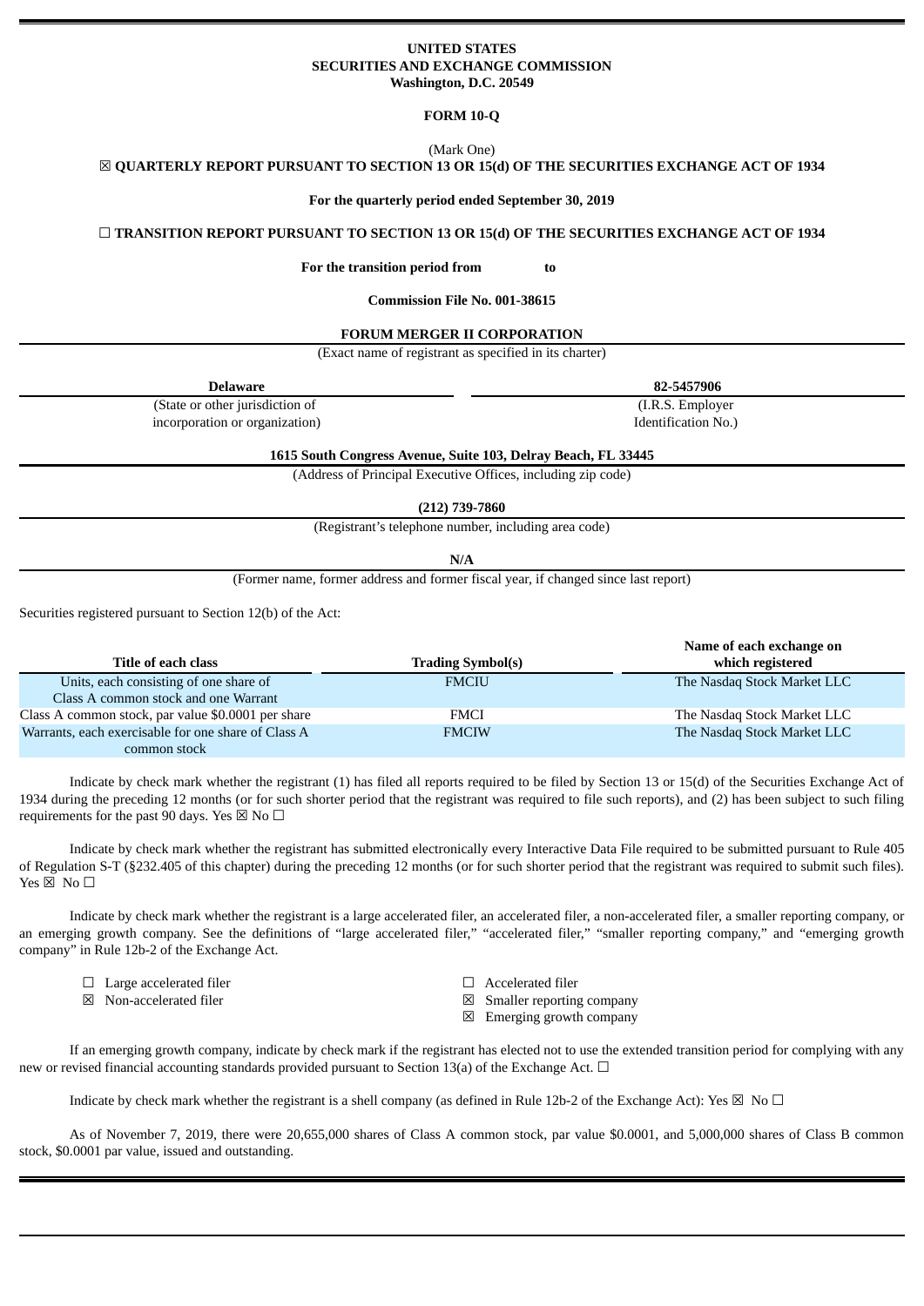**UNITED STATES**
**SECURITIES AND EXCHANGE COMMISSION**
**Washington, D.C. 20549**

**FORM 10-Q**

(Mark One)

☒ **QUARTERLY REPORT PURSUANT TO SECTION 13 OR 15(d) OF THE SECURITIES EXCHANGE ACT OF 1934**

**For the quarterly period ended September 30, 2019**

☐ **TRANSITION REPORT PURSUANT TO SECTION 13 OR 15(d) OF THE SECURITIES EXCHANGE ACT OF 1934**

**For the transition period from to**

**Commission File No. 001-38615**

**FORUM MERGER II CORPORATION**

(Exact name of registrant as specified in its charter)

| **Delaware** | **82-5457906** |
|---|---|
| (State or other jurisdiction of incorporation or organization) | (I.R.S. Employer Identification No.) |

**1615 South Congress Avenue, Suite 103, Delray Beach, FL 33445**

(Address of Principal Executive Offices, including zip code)

**(212) 739-7860**

(Registrant's telephone number, including area code)

**N/A**

(Former name, former address and former fiscal year, if changed since last report)

Securities registered pursuant to Section 12(b) of the Act:

| Title of each class | Trading Symbol(s) | Name of each exchange on which registered |
|---|---|---|
| Units, each consisting of one share of Class A common stock and one Warrant | FMCIU | The Nasdaq Stock Market LLC |
| Class A common stock, par value $0.0001 per share | FMCI | The Nasdaq Stock Market LLC |
| Warrants, each exercisable for one share of Class A common stock | FMCIW | The Nasdaq Stock Market LLC |

Indicate by check mark whether the registrant (1) has filed all reports required to be filed by Section 13 or 15(d) of the Securities Exchange Act of 1934 during the preceding 12 months (or for such shorter period that the registrant was required to file such reports), and (2) has been subject to such filing requirements for the past 90 days. Yes ☒ No ☐

Indicate by check mark whether the registrant has submitted electronically every Interactive Data File required to be submitted pursuant to Rule 405 of Regulation S-T (§232.405 of this chapter) during the preceding 12 months (or for such shorter period that the registrant was required to submit such files). Yes ☒ No ☐

Indicate by check mark whether the registrant is a large accelerated filer, an accelerated filer, a non-accelerated filer, a smaller reporting company, or an emerging growth company. See the definitions of "large accelerated filer," "accelerated filer," "smaller reporting company," and "emerging growth company" in Rule 12b-2 of the Exchange Act.

| | |
|---|---|
| ☐ Large accelerated filer | ☐ Accelerated filer |
| ☒ Non-accelerated filer | ☒ Smaller reporting company |
| | ☒ Emerging growth company |

If an emerging growth company, indicate by check mark if the registrant has elected not to use the extended transition period for complying with any new or revised financial accounting standards provided pursuant to Section 13(a) of the Exchange Act. ☐

Indicate by check mark whether the registrant is a shell company (as defined in Rule 12b-2 of the Exchange Act): Yes ☒ No ☐

As of November 7, 2019, there were 20,655,000 shares of Class A common stock, par value $0.0001, and 5,000,000 shares of Class B common stock, $0.0001 par value, issued and outstanding.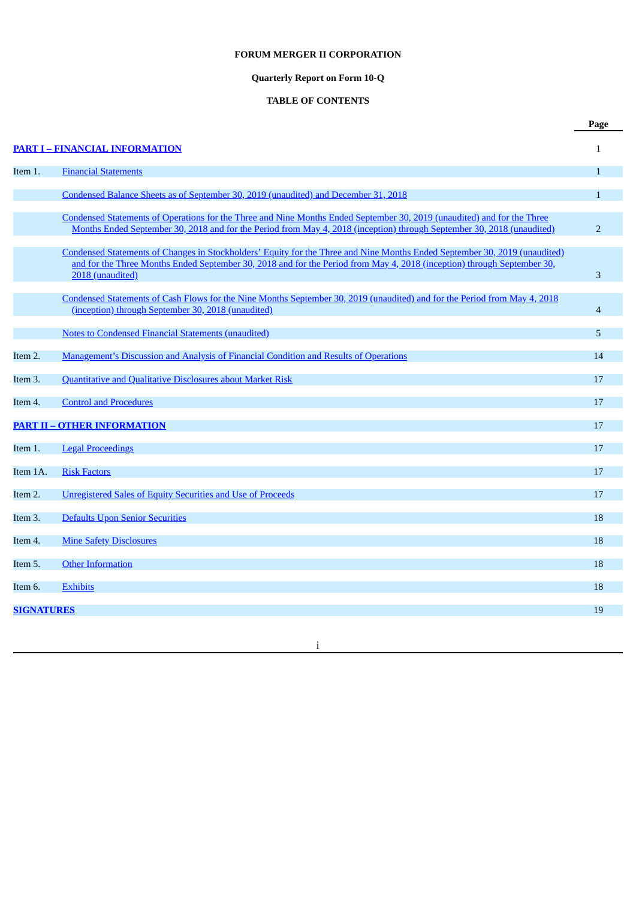**FORUM MERGER II CORPORATION**

**Quarterly Report on Form 10-Q**

**TABLE OF CONTENTS**

| | | Page |
|---|---|---|
| **PART I – FINANCIAL INFORMATION** | | 1 |
| Item 1. | Financial Statements | 1 |
| | Condensed Balance Sheets as of September 30, 2019 (unaudited) and December 31, 2018 | 1 |
| | Condensed Statements of Operations for the Three and Nine Months Ended September 30, 2019 (unaudited) and for the Three Months Ended September 30, 2018 and for the Period from May 4, 2018 (inception) through September 30, 2018 (unaudited) | 2 |
| | Condensed Statements of Changes in Stockholders' Equity for the Three and Nine Months Ended September 30, 2019 (unaudited) and for the Three Months Ended September 30, 2018 and for the Period from May 4, 2018 (inception) through September 30, 2018 (unaudited) | 3 |
| | Condensed Statements of Cash Flows for the Nine Months September 30, 2019 (unaudited) and for the Period from May 4, 2018 (inception) through September 30, 2018 (unaudited) | 4 |
| | Notes to Condensed Financial Statements (unaudited) | 5 |
| Item 2. | Management's Discussion and Analysis of Financial Condition and Results of Operations | 14 |
| Item 3. | Quantitative and Qualitative Disclosures about Market Risk | 17 |
| Item 4. | Control and Procedures | 17 |
| **PART II – OTHER INFORMATION** | | 17 |
| Item 1. | Legal Proceedings | 17 |
| Item 1A. | Risk Factors | 17 |
| Item 2. | Unregistered Sales of Equity Securities and Use of Proceeds | 17 |
| Item 3. | Defaults Upon Senior Securities | 18 |
| Item 4. | Mine Safety Disclosures | 18 |
| Item 5. | Other Information | 18 |
| Item 6. | Exhibits | 18 |
| **SIGNATURES** | | 19 |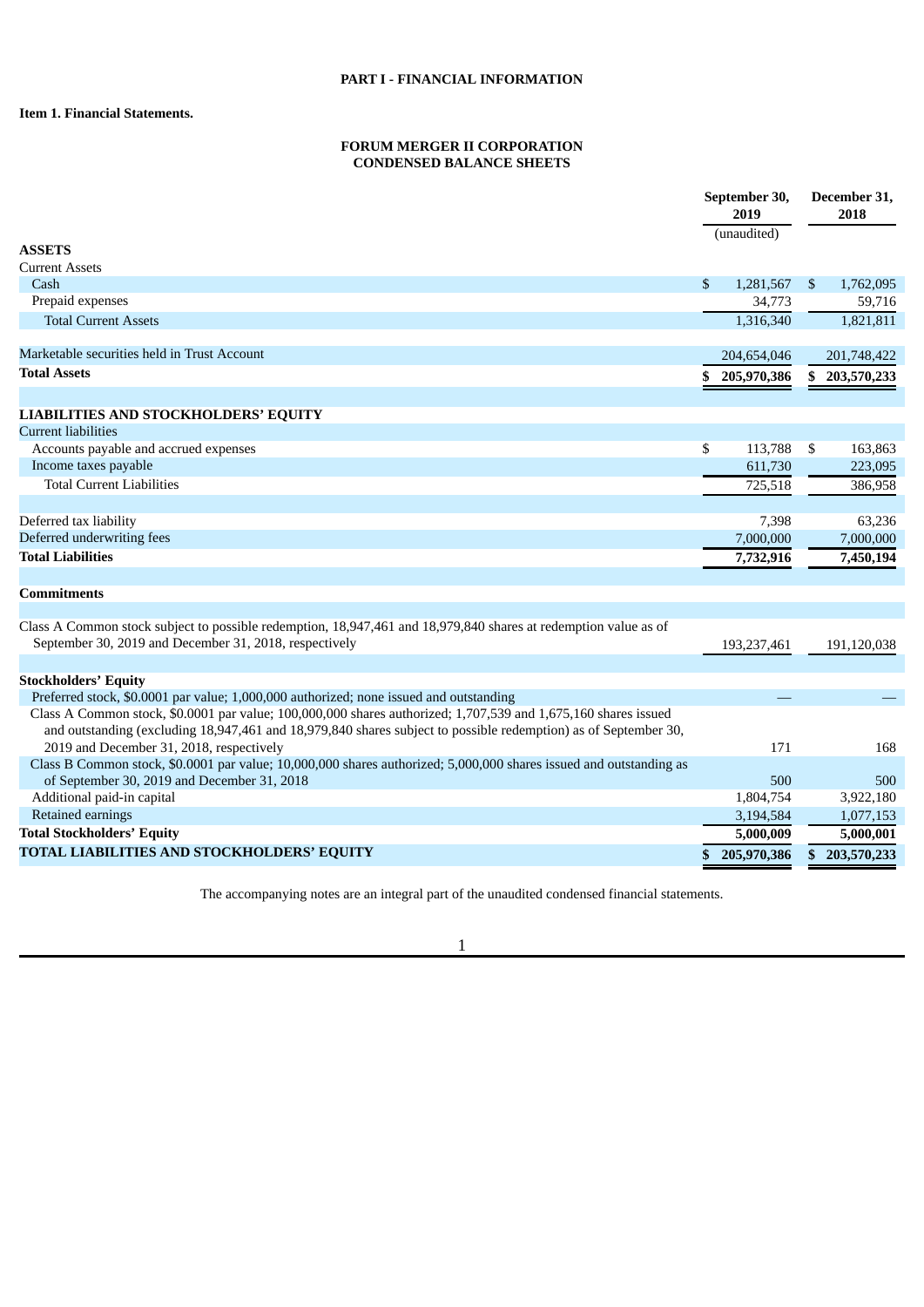# PART I - FINANCIAL INFORMATION

**Item 1. Financial Statements.**

## FORUM MERGER II CORPORATION
## CONDENSED BALANCE SHEETS

| | September 30, 2019 | December 31, 2018 |
|---|---|---|
| | (unaudited) | |
| **ASSETS** | | |
| Current Assets | | |
| Cash | $ 1,281,567 | $ 1,762,095 |
| Prepaid expenses | 34,773 | 59,716 |
| Total Current Assets | 1,316,340 | 1,821,811 |
| | | |
| Marketable securities held in Trust Account | 204,654,046 | 201,748,422 |
| **Total Assets** | **$ 205,970,386** | **$ 203,570,233** |
| | | |
| **LIABILITIES AND STOCKHOLDERS' EQUITY** | | |
| Current liabilities | | |
| Accounts payable and accrued expenses | $ 113,788 | $ 163,863 |
| Income taxes payable | 611,730 | 223,095 |
| Total Current Liabilities | 725,518 | 386,958 |
| | | |
| Deferred tax liability | 7,398 | 63,236 |
| Deferred underwriting fees | 7,000,000 | 7,000,000 |
| **Total Liabilities** | **7,732,916** | **7,450,194** |
| | | |
| **Commitments** | | |
| | | |
| Class A Common stock subject to possible redemption, 18,947,461 and 18,979,840 shares at redemption value as of September 30, 2019 and December 31, 2018, respectively | 193,237,461 | 191,120,038 |
| | | |
| **Stockholders' Equity** | | |
| Preferred stock, $0.0001 par value; 1,000,000 authorized; none issued and outstanding | — | — |
| Class A Common stock, $0.0001 par value; 100,000,000 shares authorized; 1,707,539 and 1,675,160 shares issued and outstanding (excluding 18,947,461 and 18,979,840 shares subject to possible redemption) as of September 30, 2019 and December 31, 2018, respectively | 171 | 168 |
| Class B Common stock, $0.0001 par value; 10,000,000 shares authorized; 5,000,000 shares issued and outstanding as of September 30, 2019 and December 31, 2018 | 500 | 500 |
| Additional paid-in capital | 1,804,754 | 3,922,180 |
| Retained earnings | 3,194,584 | 1,077,153 |
| **Total Stockholders' Equity** | **5,000,009** | **5,000,001** |
| **TOTAL LIABILITIES AND STOCKHOLDERS' EQUITY** | **$ 205,970,386** | **$ 203,570,233** |

The accompanying notes are an integral part of the unaudited condensed financial statements.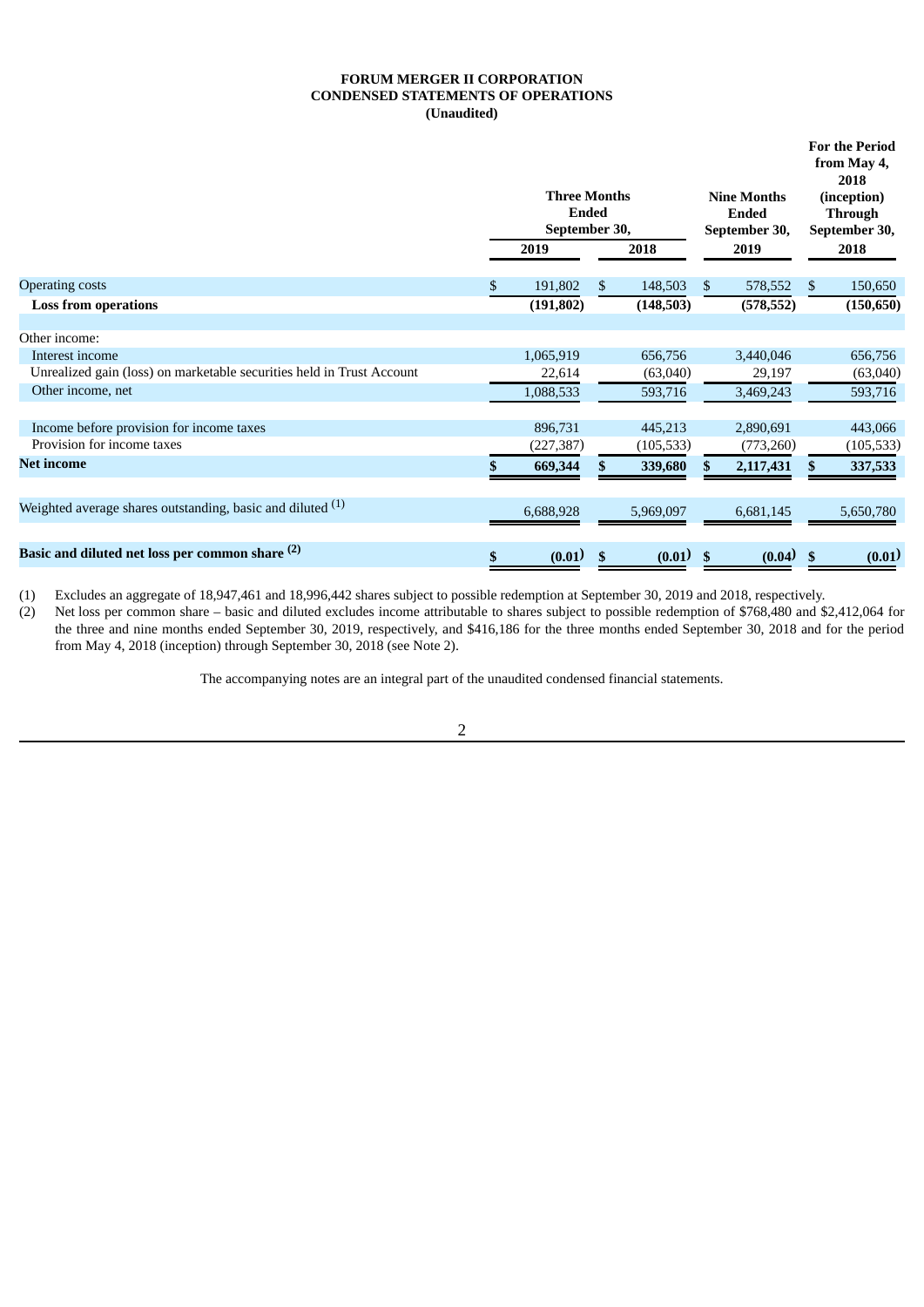**FORUM MERGER II CORPORATION**
**CONDENSED STATEMENTS OF OPERATIONS**
**(Unaudited)**

| | Three Months Ended September 30, | | Nine Months Ended September 30, | For the Period from May 4, 2018 (inception) Through September 30, |
|---|---|---|---|---|
| | 2019 | 2018 | 2019 | 2018 |
| Operating costs | $ 191,802 | $ 148,503 | $ 578,552 | $ 150,650 |
| **Loss from operations** | **(191,802)** | **(148,503)** | **(578,552)** | **(150,650)** |
| | | | | |
| Other income: | | | | |
| Interest income | 1,065,919 | 656,756 | 3,440,046 | 656,756 |
| Unrealized gain (loss) on marketable securities held in Trust Account | 22,614 | (63,040) | 29,197 | (63,040) |
| Other income, net | 1,088,533 | 593,716 | 3,469,243 | 593,716 |
| | | | | |
| Income before provision for income taxes | 896,731 | 445,213 | 2,890,691 | 443,066 |
| Provision for income taxes | (227,387) | (105,533) | (773,260) | (105,533) |
| **Net income** | **$ 669,344** | **$ 339,680** | **$ 2,117,431** | **$ 337,533** |
| | | | | |
| Weighted average shares outstanding, basic and diluted [(1)] | 6,688,928 | 5,969,097 | 6,681,145 | 5,650,780 |
| | | | | |
| **Basic and diluted net loss per common share [(2)]** | **$ (0.01)** | **$ (0.01)** | **$ (0.04)** | **$ (0.01)** |

(1) Excludes an aggregate of 18,947,461 and 18,996,442 shares subject to possible redemption at September 30, 2019 and 2018, respectively.

(2) Net loss per common share – basic and diluted excludes income attributable to shares subject to possible redemption of $768,480 and $2,412,064 for the three and nine months ended September 30, 2019, respectively, and $416,186 for the three months ended September 30, 2018 and for the period from May 4, 2018 (inception) through September 30, 2018 (see Note 2).

The accompanying notes are an integral part of the unaudited condensed financial statements.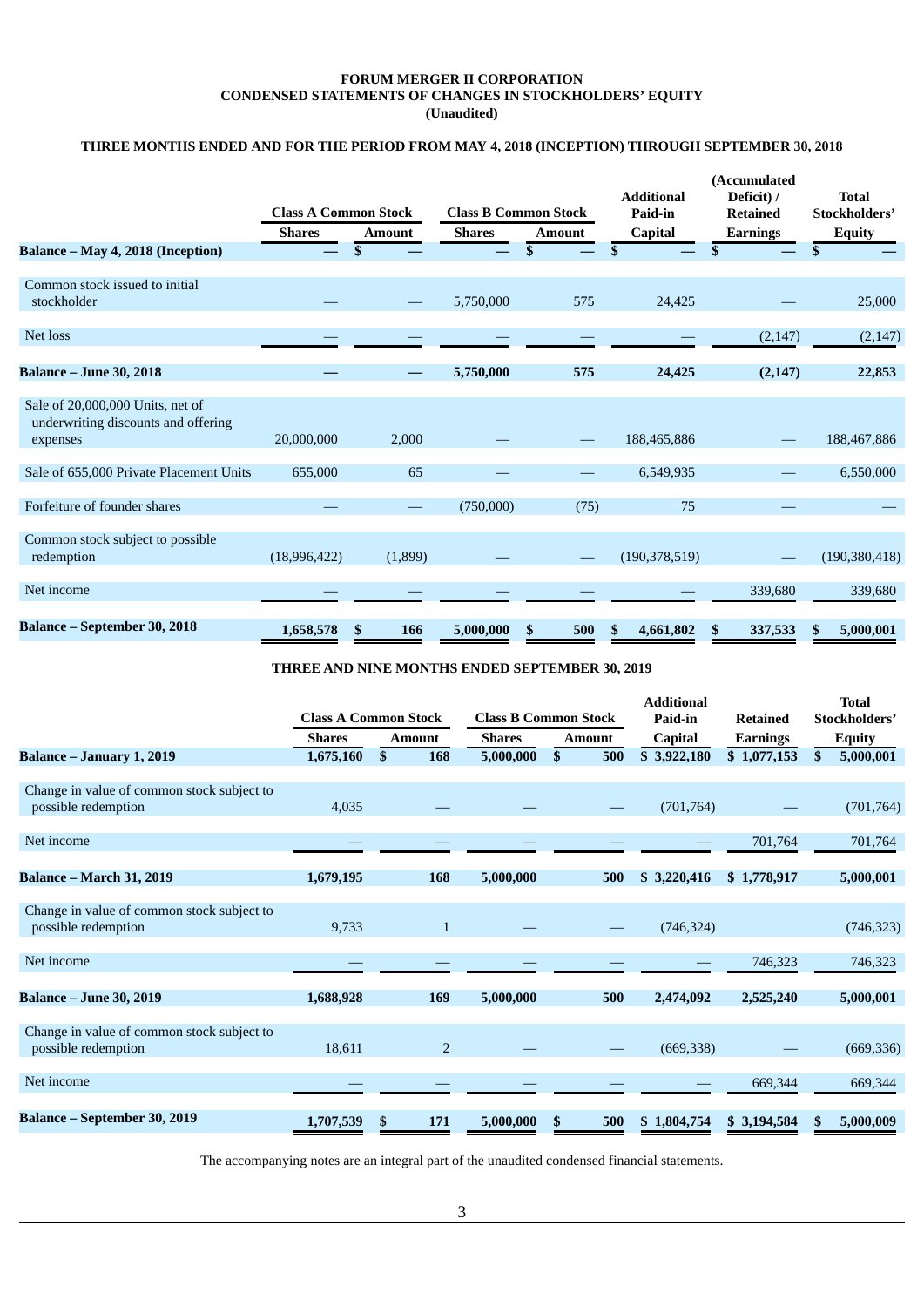**FORUM MERGER II CORPORATION**
**CONDENSED STATEMENTS OF CHANGES IN STOCKHOLDERS' EQUITY**
**(Unaudited)**

**THREE MONTHS ENDED AND FOR THE PERIOD FROM MAY 4, 2018 (INCEPTION) THROUGH SEPTEMBER 30, 2018**

| | Class A Common Stock | | Class B Common Stock | | Additional Paid-in Capital | (Accumulated Deficit) / Retained Earnings | Total Stockholders' Equity |
|---|---|---|---|---|---|---|---|
| | Shares | Amount | Shares | Amount | | | |
| **Balance – May 4, 2018 (Inception)** | — | $ — | — | $ — | $ — | $ — | $ — |
| Common stock issued to initial stockholder | — | — | 5,750,000 | 575 | 24,425 | — | 25,000 |
| Net loss | — | — | — | — | — | (2,147) | (2,147) |
| **Balance – June 30, 2018** | **—** | **—** | **5,750,000** | **575** | **24,425** | **(2,147)** | **22,853** |
| Sale of 20,000,000 Units, net of underwriting discounts and offering expenses | 20,000,000 | 2,000 | — | — | 188,465,886 | — | 188,467,886 |
| Sale of 655,000 Private Placement Units | 655,000 | 65 | — | — | 6,549,935 | — | 6,550,000 |
| Forfeiture of founder shares | — | — | (750,000) | (75) | 75 | — | — |
| Common stock subject to possible redemption | (18,996,422) | (1,899) | — | — | (190,378,519) | — | (190,380,418) |
| Net income | — | — | — | — | — | 339,680 | 339,680 |
| **Balance – September 30, 2018** | **1,658,578** | **$ 166** | **5,000,000** | **$ 500** | **$ 4,661,802** | **$ 337,533** | **$ 5,000,001** |

**THREE AND NINE MONTHS ENDED SEPTEMBER 30, 2019**

| | Class A Common Stock | | Class B Common Stock | | Additional Paid-in Capital | Retained Earnings | Total Stockholders' Equity |
|---|---|---|---|---|---|---|---|
| | Shares | Amount | Shares | Amount | | | |
| **Balance – January 1, 2019** | **1,675,160** | **$ 168** | **5,000,000** | **$ 500** | **$ 3,922,180** | **$ 1,077,153** | **$ 5,000,001** |
| Change in value of common stock subject to possible redemption | 4,035 | — | — | — | (701,764) | — | (701,764) |
| Net income | — | — | — | — | — | 701,764 | 701,764 |
| **Balance – March 31, 2019** | **1,679,195** | **168** | **5,000,000** | **500** | **$ 3,220,416** | **$ 1,778,917** | **5,000,001** |
| Change in value of common stock subject to possible redemption | 9,733 | 1 | — | — | (746,324) | | (746,323) |
| Net income | — | — | — | — | — | 746,323 | 746,323 |
| **Balance – June 30, 2019** | **1,688,928** | **169** | **5,000,000** | **500** | **2,474,092** | **2,525,240** | **5,000,001** |
| Change in value of common stock subject to possible redemption | 18,611 | 2 | — | — | (669,338) | — | (669,336) |
| Net income | — | — | — | — | — | 669,344 | 669,344 |
| **Balance – September 30, 2019** | **1,707,539** | **$ 171** | **5,000,000** | **$ 500** | **$ 1,804,754** | **$ 3,194,584** | **$ 5,000,009** |

The accompanying notes are an integral part of the unaudited condensed financial statements.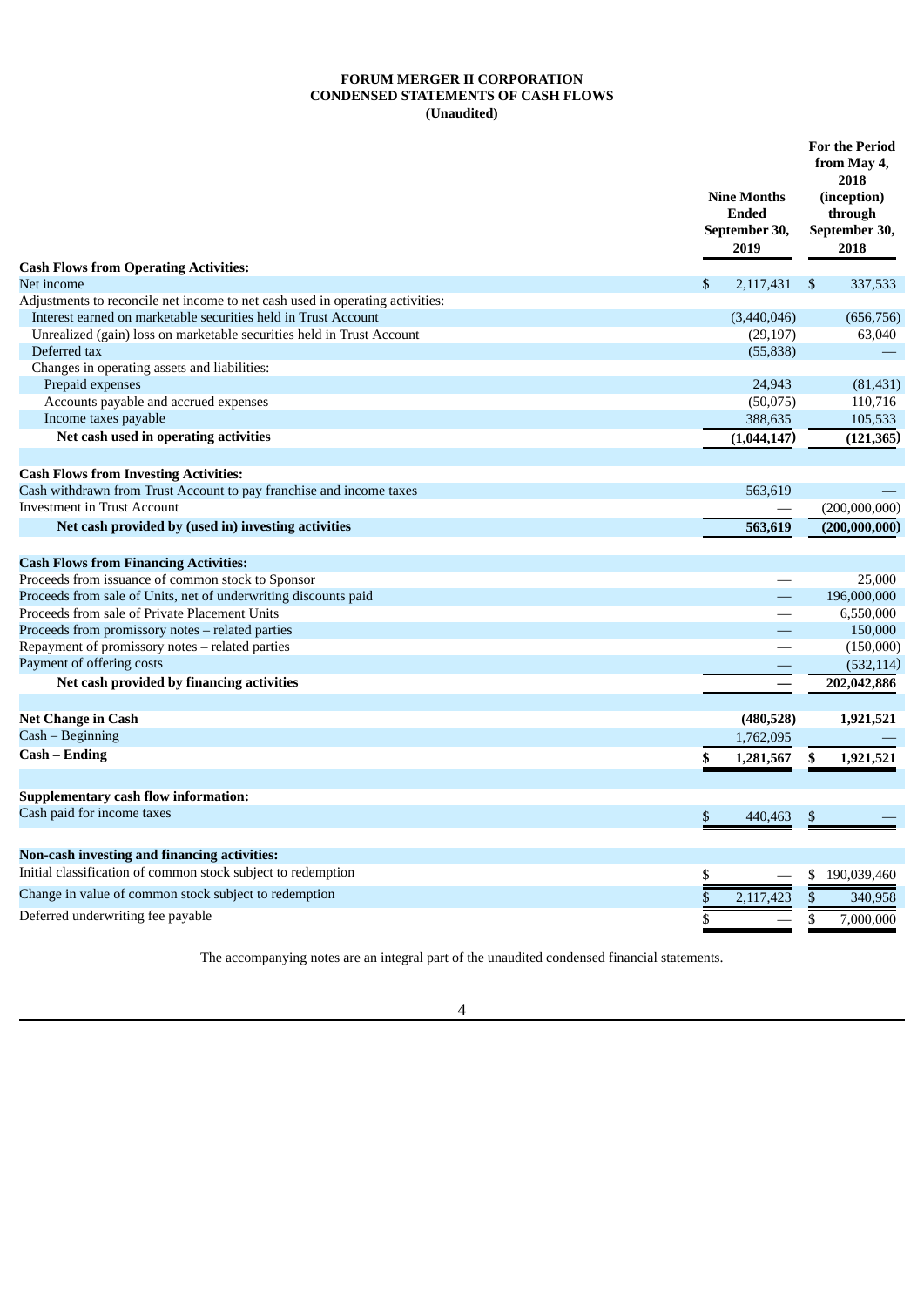**FORUM MERGER II CORPORATION**
**CONDENSED STATEMENTS OF CASH FLOWS**
**(Unaudited)**

| | Nine Months Ended September 30, 2019 | For the Period from May 4, 2018 (inception) through September 30, 2018 |
|---|---|---|
| **Cash Flows from Operating Activities:** | | |
| Net income | $ 2,117,431 | $ 337,533 |
| Adjustments to reconcile net income to net cash used in operating activities: | | |
| Interest earned on marketable securities held in Trust Account | (3,440,046) | (656,756) |
| Unrealized (gain) loss on marketable securities held in Trust Account | (29,197) | 63,040 |
| Deferred tax | (55,838) | — |
| Changes in operating assets and liabilities: | | |
| Prepaid expenses | 24,943 | (81,431) |
| Accounts payable and accrued expenses | (50,075) | 110,716 |
| Income taxes payable | 388,635 | 105,533 |
| **Net cash used in operating activities** | **(1,044,147)** | **(121,365)** |
| | | |
| **Cash Flows from Investing Activities:** | | |
| Cash withdrawn from Trust Account to pay franchise and income taxes | 563,619 | — |
| Investment in Trust Account | — | (200,000,000) |
| **Net cash provided by (used in) investing activities** | **563,619** | **(200,000,000)** |
| | | |
| **Cash Flows from Financing Activities:** | | |
| Proceeds from issuance of common stock to Sponsor | — | 25,000 |
| Proceeds from sale of Units, net of underwriting discounts paid | — | 196,000,000 |
| Proceeds from sale of Private Placement Units | — | 6,550,000 |
| Proceeds from promissory notes – related parties | — | 150,000 |
| Repayment of promissory notes – related parties | — | (150,000) |
| Payment of offering costs | — | (532,114) |
| **Net cash provided by financing activities** | **—** | **202,042,886** |
| | | |
| **Net Change in Cash** | **(480,528)** | **1,921,521** |
| Cash – Beginning | 1,762,095 | — |
| **Cash – Ending** | **$ 1,281,567** | **$ 1,921,521** |
| | | |
| **Supplementary cash flow information:** | | |
| Cash paid for income taxes | $ 440,463 | $ — |
| | | |
| **Non-cash investing and financing activities:** | | |
| Initial classification of common stock subject to redemption | $ — | $ 190,039,460 |
| Change in value of common stock subject to redemption | $ 2,117,423 | $ 340,958 |
| Deferred underwriting fee payable | $ — | $ 7,000,000 |

The accompanying notes are an integral part of the unaudited condensed financial statements.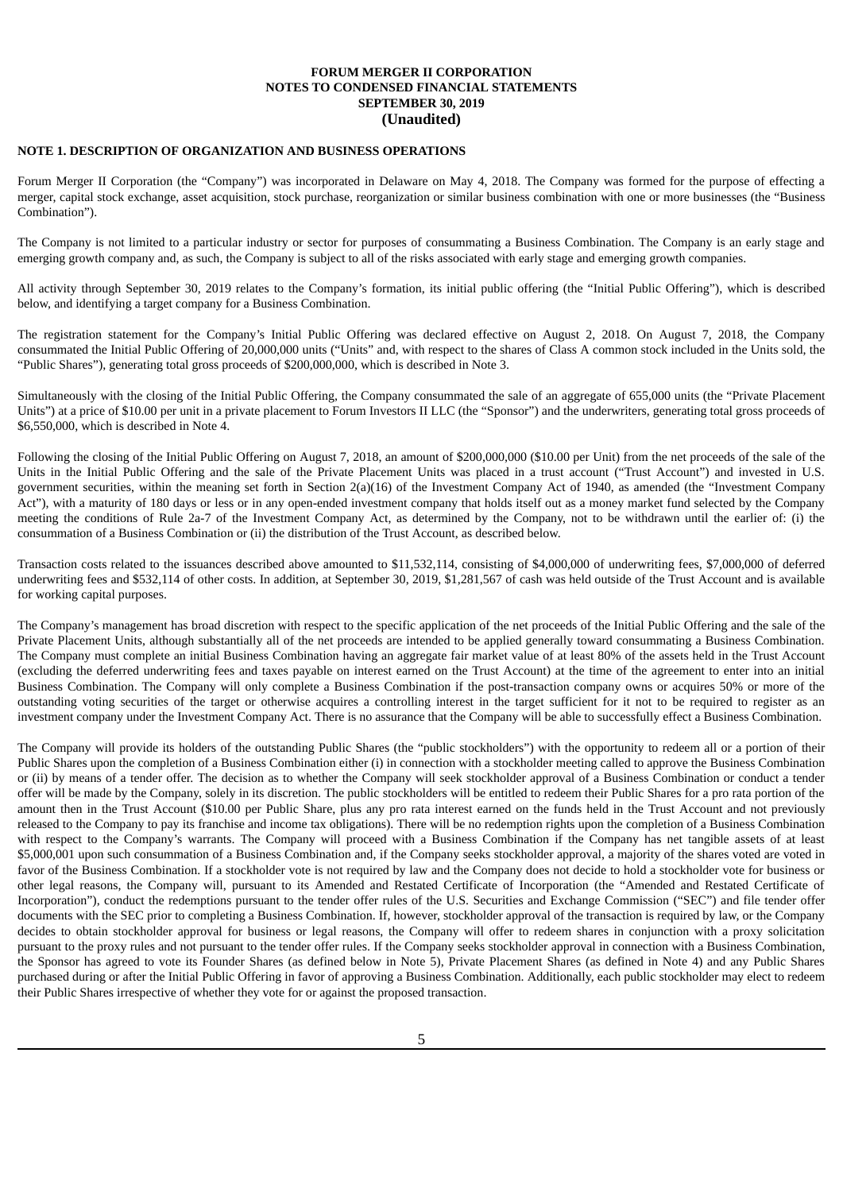**FORUM MERGER II CORPORATION**
**NOTES TO CONDENSED FINANCIAL STATEMENTS**
**SEPTEMBER 30, 2019**
**(Unaudited)**

## NOTE 1. DESCRIPTION OF ORGANIZATION AND BUSINESS OPERATIONS

Forum Merger II Corporation (the "Company") was incorporated in Delaware on May 4, 2018. The Company was formed for the purpose of effecting a merger, capital stock exchange, asset acquisition, stock purchase, reorganization or similar business combination with one or more businesses (the "Business Combination").

The Company is not limited to a particular industry or sector for purposes of consummating a Business Combination. The Company is an early stage and emerging growth company and, as such, the Company is subject to all of the risks associated with early stage and emerging growth companies.

All activity through September 30, 2019 relates to the Company's formation, its initial public offering (the "Initial Public Offering"), which is described below, and identifying a target company for a Business Combination.

The registration statement for the Company's Initial Public Offering was declared effective on August 2, 2018. On August 7, 2018, the Company consummated the Initial Public Offering of 20,000,000 units ("Units" and, with respect to the shares of Class A common stock included in the Units sold, the "Public Shares"), generating total gross proceeds of $200,000,000, which is described in Note 3.

Simultaneously with the closing of the Initial Public Offering, the Company consummated the sale of an aggregate of 655,000 units (the "Private Placement Units") at a price of $10.00 per unit in a private placement to Forum Investors II LLC (the "Sponsor") and the underwriters, generating total gross proceeds of $6,550,000, which is described in Note 4.

Following the closing of the Initial Public Offering on August 7, 2018, an amount of $200,000,000 ($10.00 per Unit) from the net proceeds of the sale of the Units in the Initial Public Offering and the sale of the Private Placement Units was placed in a trust account ("Trust Account") and invested in U.S. government securities, within the meaning set forth in Section 2(a)(16) of the Investment Company Act of 1940, as amended (the "Investment Company Act"), with a maturity of 180 days or less or in any open-ended investment company that holds itself out as a money market fund selected by the Company meeting the conditions of Rule 2a-7 of the Investment Company Act, as determined by the Company, not to be withdrawn until the earlier of: (i) the consummation of a Business Combination or (ii) the distribution of the Trust Account, as described below.

Transaction costs related to the issuances described above amounted to $11,532,114, consisting of $4,000,000 of underwriting fees, $7,000,000 of deferred underwriting fees and $532,114 of other costs. In addition, at September 30, 2019, $1,281,567 of cash was held outside of the Trust Account and is available for working capital purposes.

The Company's management has broad discretion with respect to the specific application of the net proceeds of the Initial Public Offering and the sale of the Private Placement Units, although substantially all of the net proceeds are intended to be applied generally toward consummating a Business Combination. The Company must complete an initial Business Combination having an aggregate fair market value of at least 80% of the assets held in the Trust Account (excluding the deferred underwriting fees and taxes payable on interest earned on the Trust Account) at the time of the agreement to enter into an initial Business Combination. The Company will only complete a Business Combination if the post-transaction company owns or acquires 50% or more of the outstanding voting securities of the target or otherwise acquires a controlling interest in the target sufficient for it not to be required to register as an investment company under the Investment Company Act. There is no assurance that the Company will be able to successfully effect a Business Combination.

The Company will provide its holders of the outstanding Public Shares (the "public stockholders") with the opportunity to redeem all or a portion of their Public Shares upon the completion of a Business Combination either (i) in connection with a stockholder meeting called to approve the Business Combination or (ii) by means of a tender offer. The decision as to whether the Company will seek stockholder approval of a Business Combination or conduct a tender offer will be made by the Company, solely in its discretion. The public stockholders will be entitled to redeem their Public Shares for a pro rata portion of the amount then in the Trust Account ($10.00 per Public Share, plus any pro rata interest earned on the funds held in the Trust Account and not previously released to the Company to pay its franchise and income tax obligations). There will be no redemption rights upon the completion of a Business Combination with respect to the Company's warrants. The Company will proceed with a Business Combination if the Company has net tangible assets of at least $5,000,001 upon such consummation of a Business Combination and, if the Company seeks stockholder approval, a majority of the shares voted are voted in favor of the Business Combination. If a stockholder vote is not required by law and the Company does not decide to hold a stockholder vote for business or other legal reasons, the Company will, pursuant to its Amended and Restated Certificate of Incorporation (the "Amended and Restated Certificate of Incorporation"), conduct the redemptions pursuant to the tender offer rules of the U.S. Securities and Exchange Commission ("SEC") and file tender offer documents with the SEC prior to completing a Business Combination. If, however, stockholder approval of the transaction is required by law, or the Company decides to obtain stockholder approval for business or legal reasons, the Company will offer to redeem shares in conjunction with a proxy solicitation pursuant to the proxy rules and not pursuant to the tender offer rules. If the Company seeks stockholder approval in connection with a Business Combination, the Sponsor has agreed to vote its Founder Shares (as defined below in Note 5), Private Placement Shares (as defined in Note 4) and any Public Shares purchased during or after the Initial Public Offering in favor of approving a Business Combination. Additionally, each public stockholder may elect to redeem their Public Shares irrespective of whether they vote for or against the proposed transaction.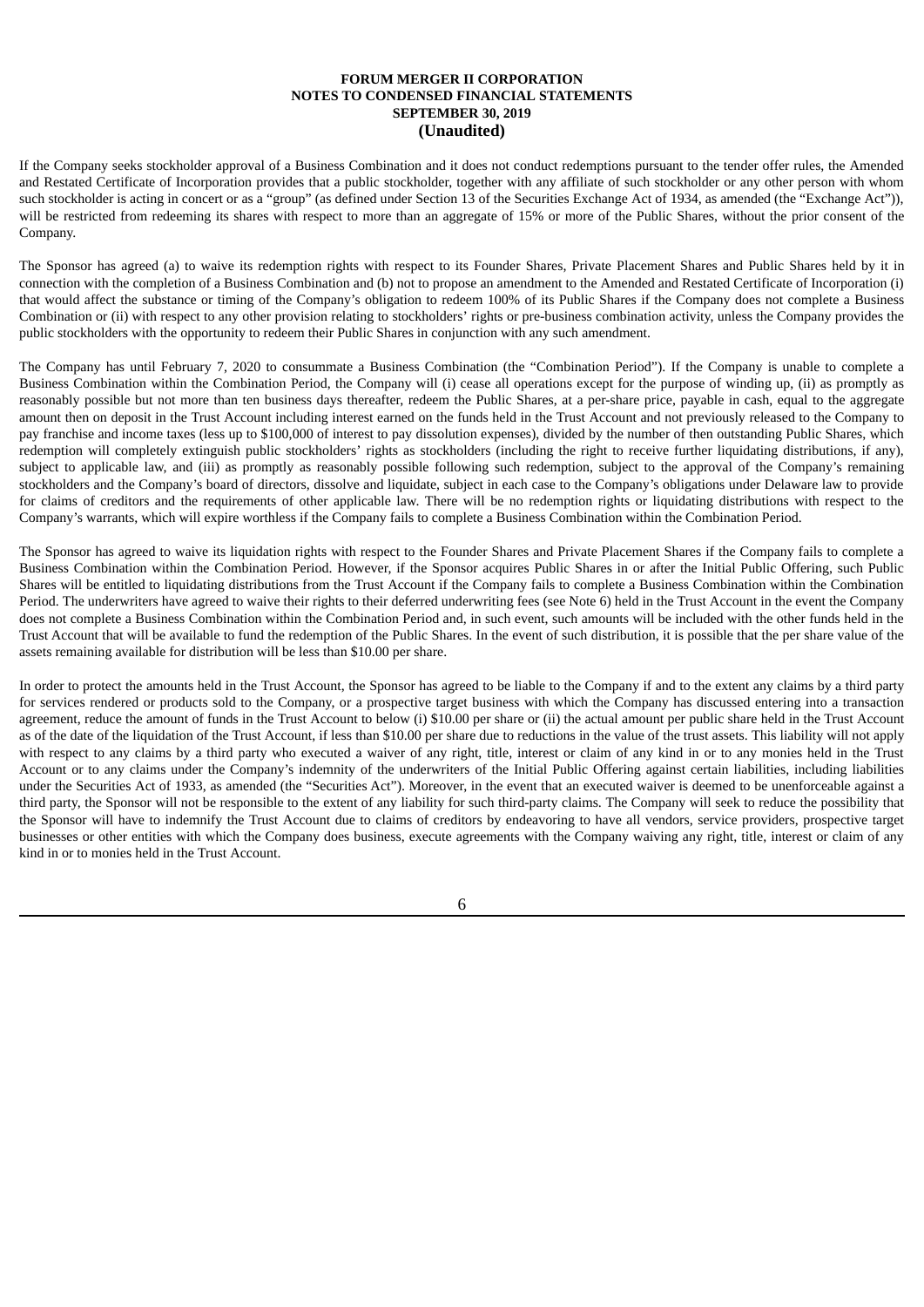If the Company seeks stockholder approval of a Business Combination and it does not conduct redemptions pursuant to the tender offer rules, the Amended and Restated Certificate of Incorporation provides that a public stockholder, together with any affiliate of such stockholder or any other person with whom such stockholder is acting in concert or as a "group" (as defined under Section 13 of the Securities Exchange Act of 1934, as amended (the "Exchange Act")), will be restricted from redeeming its shares with respect to more than an aggregate of 15% or more of the Public Shares, without the prior consent of the Company.

The Sponsor has agreed (a) to waive its redemption rights with respect to its Founder Shares, Private Placement Shares and Public Shares held by it in connection with the completion of a Business Combination and (b) not to propose an amendment to the Amended and Restated Certificate of Incorporation (i) that would affect the substance or timing of the Company's obligation to redeem 100% of its Public Shares if the Company does not complete a Business Combination or (ii) with respect to any other provision relating to stockholders' rights or pre-business combination activity, unless the Company provides the public stockholders with the opportunity to redeem their Public Shares in conjunction with any such amendment.

The Company has until February 7, 2020 to consummate a Business Combination (the "Combination Period"). If the Company is unable to complete a Business Combination within the Combination Period, the Company will (i) cease all operations except for the purpose of winding up, (ii) as promptly as reasonably possible but not more than ten business days thereafter, redeem the Public Shares, at a per-share price, payable in cash, equal to the aggregate amount then on deposit in the Trust Account including interest earned on the funds held in the Trust Account and not previously released to the Company to pay franchise and income taxes (less up to $100,000 of interest to pay dissolution expenses), divided by the number of then outstanding Public Shares, which redemption will completely extinguish public stockholders' rights as stockholders (including the right to receive further liquidating distributions, if any), subject to applicable law, and (iii) as promptly as reasonably possible following such redemption, subject to the approval of the Company's remaining stockholders and the Company's board of directors, dissolve and liquidate, subject in each case to the Company's obligations under Delaware law to provide for claims of creditors and the requirements of other applicable law. There will be no redemption rights or liquidating distributions with respect to the Company's warrants, which will expire worthless if the Company fails to complete a Business Combination within the Combination Period.

The Sponsor has agreed to waive its liquidation rights with respect to the Founder Shares and Private Placement Shares if the Company fails to complete a Business Combination within the Combination Period. However, if the Sponsor acquires Public Shares in or after the Initial Public Offering, such Public Shares will be entitled to liquidating distributions from the Trust Account if the Company fails to complete a Business Combination within the Combination Period. The underwriters have agreed to waive their rights to their deferred underwriting fees (see Note 6) held in the Trust Account in the event the Company does not complete a Business Combination within the Combination Period and, in such event, such amounts will be included with the other funds held in the Trust Account that will be available to fund the redemption of the Public Shares. In the event of such distribution, it is possible that the per share value of the assets remaining available for distribution will be less than $10.00 per share.

In order to protect the amounts held in the Trust Account, the Sponsor has agreed to be liable to the Company if and to the extent any claims by a third party for services rendered or products sold to the Company, or a prospective target business with which the Company has discussed entering into a transaction agreement, reduce the amount of funds in the Trust Account to below (i) $10.00 per share or (ii) the actual amount per public share held in the Trust Account as of the date of the liquidation of the Trust Account, if less than $10.00 per share due to reductions in the value of the trust assets. This liability will not apply with respect to any claims by a third party who executed a waiver of any right, title, interest or claim of any kind in or to any monies held in the Trust Account or to any claims under the Company's indemnity of the underwriters of the Initial Public Offering against certain liabilities, including liabilities under the Securities Act of 1933, as amended (the "Securities Act"). Moreover, in the event that an executed waiver is deemed to be unenforceable against a third party, the Sponsor will not be responsible to the extent of any liability for such third-party claims. The Company will seek to reduce the possibility that the Sponsor will have to indemnify the Trust Account due to claims of creditors by endeavoring to have all vendors, service providers, prospective target businesses or other entities with which the Company does business, execute agreements with the Company waiving any right, title, interest or claim of any kind in or to monies held in the Trust Account.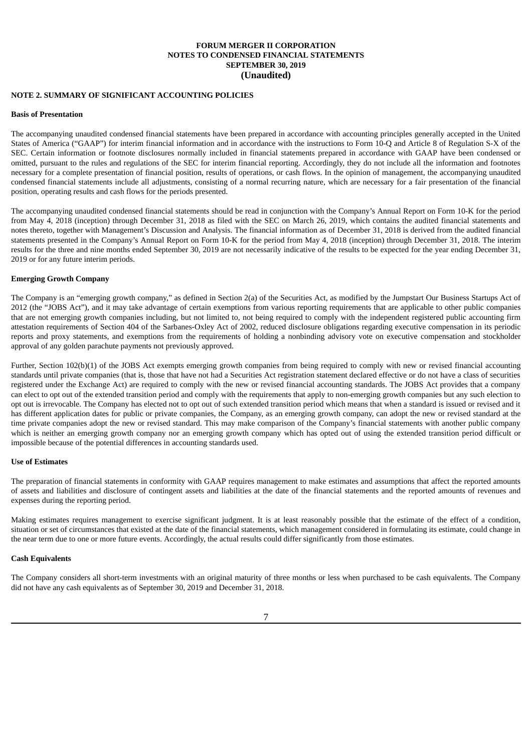**FORUM MERGER II CORPORATION**
**NOTES TO CONDENSED FINANCIAL STATEMENTS**
**SEPTEMBER 30, 2019**
**(Unaudited)**

## NOTE 2. SUMMARY OF SIGNIFICANT ACCOUNTING POLICIES

### Basis of Presentation

The accompanying unaudited condensed financial statements have been prepared in accordance with accounting principles generally accepted in the United States of America ("GAAP") for interim financial information and in accordance with the instructions to Form 10-Q and Article 8 of Regulation S-X of the SEC. Certain information or footnote disclosures normally included in financial statements prepared in accordance with GAAP have been condensed or omitted, pursuant to the rules and regulations of the SEC for interim financial reporting. Accordingly, they do not include all the information and footnotes necessary for a complete presentation of financial position, results of operations, or cash flows. In the opinion of management, the accompanying unaudited condensed financial statements include all adjustments, consisting of a normal recurring nature, which are necessary for a fair presentation of the financial position, operating results and cash flows for the periods presented.

The accompanying unaudited condensed financial statements should be read in conjunction with the Company's Annual Report on Form 10-K for the period from May 4, 2018 (inception) through December 31, 2018 as filed with the SEC on March 26, 2019, which contains the audited financial statements and notes thereto, together with Management's Discussion and Analysis. The financial information as of December 31, 2018 is derived from the audited financial statements presented in the Company's Annual Report on Form 10-K for the period from May 4, 2018 (inception) through December 31, 2018. The interim results for the three and nine months ended September 30, 2019 are not necessarily indicative of the results to be expected for the year ending December 31, 2019 or for any future interim periods.

### Emerging Growth Company

The Company is an "emerging growth company," as defined in Section 2(a) of the Securities Act, as modified by the Jumpstart Our Business Startups Act of 2012 (the "JOBS Act"), and it may take advantage of certain exemptions from various reporting requirements that are applicable to other public companies that are not emerging growth companies including, but not limited to, not being required to comply with the independent registered public accounting firm attestation requirements of Section 404 of the Sarbanes-Oxley Act of 2002, reduced disclosure obligations regarding executive compensation in its periodic reports and proxy statements, and exemptions from the requirements of holding a nonbinding advisory vote on executive compensation and stockholder approval of any golden parachute payments not previously approved.

Further, Section 102(b)(1) of the JOBS Act exempts emerging growth companies from being required to comply with new or revised financial accounting standards until private companies (that is, those that have not had a Securities Act registration statement declared effective or do not have a class of securities registered under the Exchange Act) are required to comply with the new or revised financial accounting standards. The JOBS Act provides that a company can elect to opt out of the extended transition period and comply with the requirements that apply to non-emerging growth companies but any such election to opt out is irrevocable. The Company has elected not to opt out of such extended transition period which means that when a standard is issued or revised and it has different application dates for public or private companies, the Company, as an emerging growth company, can adopt the new or revised standard at the time private companies adopt the new or revised standard. This may make comparison of the Company's financial statements with another public company which is neither an emerging growth company nor an emerging growth company which has opted out of using the extended transition period difficult or impossible because of the potential differences in accounting standards used.

### Use of Estimates

The preparation of financial statements in conformity with GAAP requires management to make estimates and assumptions that affect the reported amounts of assets and liabilities and disclosure of contingent assets and liabilities at the date of the financial statements and the reported amounts of revenues and expenses during the reporting period.

Making estimates requires management to exercise significant judgment. It is at least reasonably possible that the estimate of the effect of a condition, situation or set of circumstances that existed at the date of the financial statements, which management considered in formulating its estimate, could change in the near term due to one or more future events. Accordingly, the actual results could differ significantly from those estimates.

### Cash Equivalents

The Company considers all short-term investments with an original maturity of three months or less when purchased to be cash equivalents. The Company did not have any cash equivalents as of September 30, 2019 and December 31, 2018.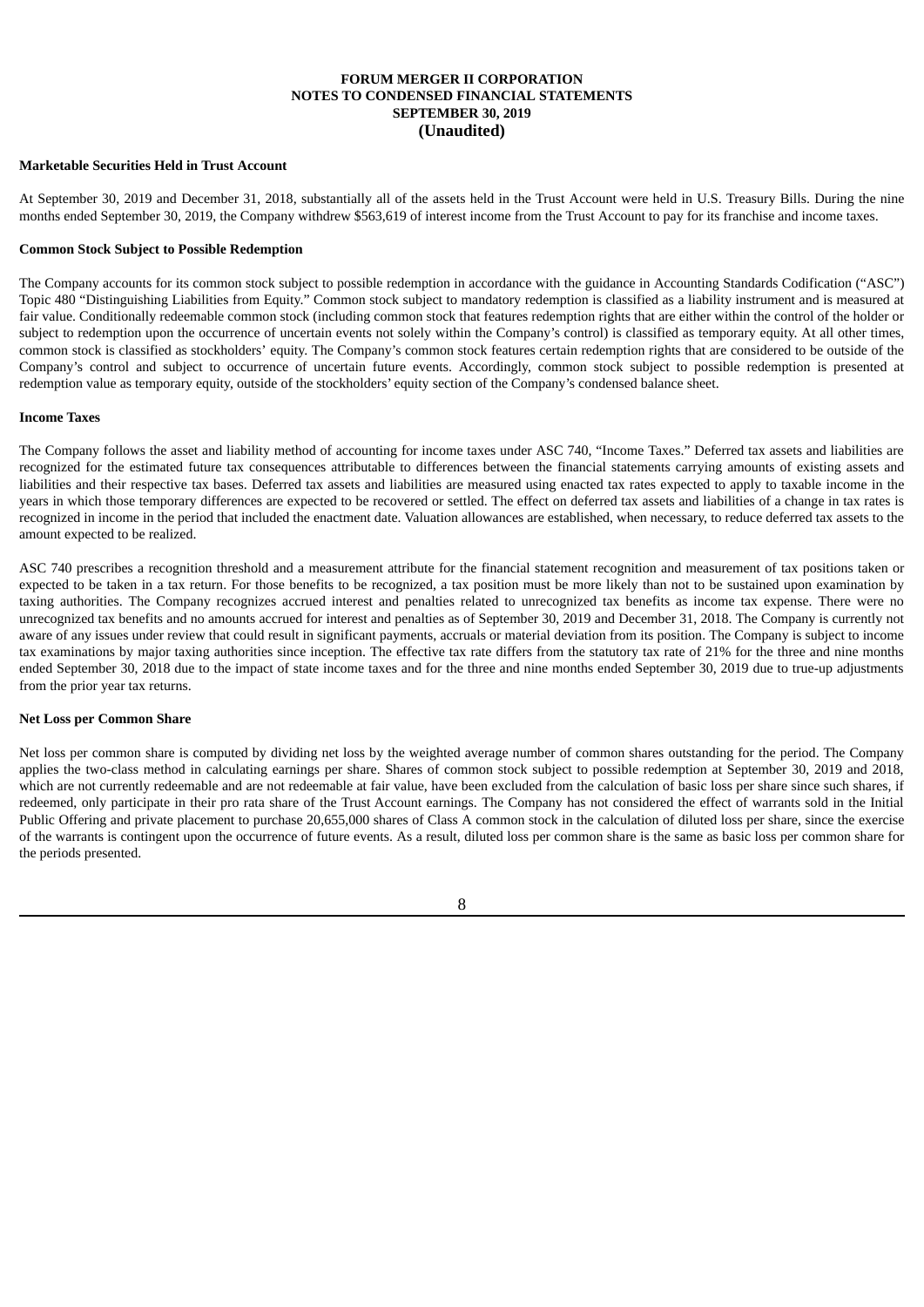**Marketable Securities Held in Trust Account**

At September 30, 2019 and December 31, 2018, substantially all of the assets held in the Trust Account were held in U.S. Treasury Bills. During the nine months ended September 30, 2019, the Company withdrew $563,619 of interest income from the Trust Account to pay for its franchise and income taxes.

**Common Stock Subject to Possible Redemption**

The Company accounts for its common stock subject to possible redemption in accordance with the guidance in Accounting Standards Codification ("ASC") Topic 480 "Distinguishing Liabilities from Equity." Common stock subject to mandatory redemption is classified as a liability instrument and is measured at fair value. Conditionally redeemable common stock (including common stock that features redemption rights that are either within the control of the holder or subject to redemption upon the occurrence of uncertain events not solely within the Company's control) is classified as temporary equity. At all other times, common stock is classified as stockholders' equity. The Company's common stock features certain redemption rights that are considered to be outside of the Company's control and subject to occurrence of uncertain future events. Accordingly, common stock subject to possible redemption is presented at redemption value as temporary equity, outside of the stockholders' equity section of the Company's condensed balance sheet.

**Income Taxes**

The Company follows the asset and liability method of accounting for income taxes under ASC 740, "Income Taxes." Deferred tax assets and liabilities are recognized for the estimated future tax consequences attributable to differences between the financial statements carrying amounts of existing assets and liabilities and their respective tax bases. Deferred tax assets and liabilities are measured using enacted tax rates expected to apply to taxable income in the years in which those temporary differences are expected to be recovered or settled. The effect on deferred tax assets and liabilities of a change in tax rates is recognized in income in the period that included the enactment date. Valuation allowances are established, when necessary, to reduce deferred tax assets to the amount expected to be realized.

ASC 740 prescribes a recognition threshold and a measurement attribute for the financial statement recognition and measurement of tax positions taken or expected to be taken in a tax return. For those benefits to be recognized, a tax position must be more likely than not to be sustained upon examination by taxing authorities. The Company recognizes accrued interest and penalties related to unrecognized tax benefits as income tax expense. There were no unrecognized tax benefits and no amounts accrued for interest and penalties as of September 30, 2019 and December 31, 2018. The Company is currently not aware of any issues under review that could result in significant payments, accruals or material deviation from its position. The Company is subject to income tax examinations by major taxing authorities since inception. The effective tax rate differs from the statutory tax rate of 21% for the three and nine months ended September 30, 2018 due to the impact of state income taxes and for the three and nine months ended September 30, 2019 due to true-up adjustments from the prior year tax returns.

**Net Loss per Common Share**

Net loss per common share is computed by dividing net loss by the weighted average number of common shares outstanding for the period. The Company applies the two-class method in calculating earnings per share. Shares of common stock subject to possible redemption at September 30, 2019 and 2018, which are not currently redeemable and are not redeemable at fair value, have been excluded from the calculation of basic loss per share since such shares, if redeemed, only participate in their pro rata share of the Trust Account earnings. The Company has not considered the effect of warrants sold in the Initial Public Offering and private placement to purchase 20,655,000 shares of Class A common stock in the calculation of diluted loss per share, since the exercise of the warrants is contingent upon the occurrence of future events. As a result, diluted loss per common share is the same as basic loss per common share for the periods presented.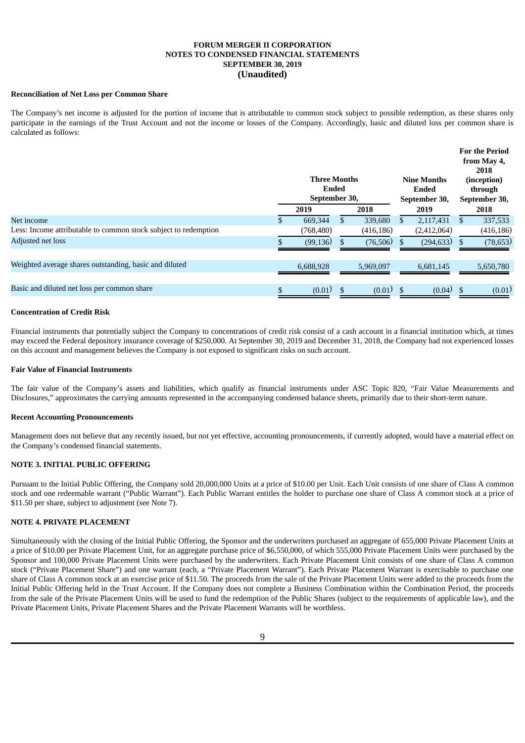FORUM MERGER II CORPORATION
NOTES TO CONDENSED FINANCIAL STATEMENTS
SEPTEMBER 30, 2019
(Unaudited)

**Reconciliation of Net Loss per Common Share**

The Company's net income is adjusted for the portion of income that is attributable to common stock subject to possible redemption, as these shares only participate in the earnings of the Trust Account and not the income or losses of the Company. Accordingly, basic and diluted loss per common share is calculated as follows:

| | Three Months Ended September 30, | | Nine Months Ended September 30, | For the Period from May 4, 2018 (inception) through September 30, |
|---|---|---|---|---|
| | 2019 | 2018 | 2019 | 2018 |
| Net income | $ 669,344 | $ 339,680 | $ 2,117,431 | $ 337,533 |
| Less: Income attributable to common stock subject to redemption | (768,480) | (416,186) | (2,412,064) | (416,186) |
| Adjusted net loss | $ (99,136) | $ (76,506) | $ (294,633) | $ (78,653) |
| Weighted average shares outstanding, basic and diluted | 6,688,928 | 5,969,097 | 6,681,145 | 5,650,780 |
| Basic and diluted net loss per common share | $ (0.01) | $ (0.01) | $ (0.04) | $ (0.01) |

**Concentration of Credit Risk**

Financial instruments that potentially subject the Company to concentrations of credit risk consist of a cash account in a financial institution which, at times may exceed the Federal depository insurance coverage of $250,000. At September 30, 2019 and December 31, 2018, the Company had not experienced losses on this account and management believes the Company is not exposed to significant risks on such account.

**Fair Value of Financial Instruments**

The fair value of the Company's assets and liabilities, which qualify as financial instruments under ASC Topic 820, "Fair Value Measurements and Disclosures," approximates the carrying amounts represented in the accompanying condensed balance sheets, primarily due to their short-term nature.

**Recent Accounting Pronouncements**

Management does not believe that any recently issued, but not yet effective, accounting pronouncements, if currently adopted, would have a material effect on the Company's condensed financial statements.

## NOTE 3. INITIAL PUBLIC OFFERING

Pursuant to the Initial Public Offering, the Company sold 20,000,000 Units at a price of $10.00 per Unit. Each Unit consists of one share of Class A common stock and one redeemable warrant ("Public Warrant"). Each Public Warrant entitles the holder to purchase one share of Class A common stock at a price of $11.50 per share, subject to adjustment (see Note 7).

## NOTE 4. PRIVATE PLACEMENT

Simultaneously with the closing of the Initial Public Offering, the Sponsor and the underwriters purchased an aggregate of 655,000 Private Placement Units at a price of $10.00 per Private Placement Unit, for an aggregate purchase price of $6,550,000, of which 555,000 Private Placement Units were purchased by the Sponsor and 100,000 Private Placement Units were purchased by the underwriters. Each Private Placement Unit consists of one share of Class A common stock ("Private Placement Share") and one warrant (each, a "Private Placement Warrant"). Each Private Placement Warrant is exercisable to purchase one share of Class A common stock at an exercise price of $11.50. The proceeds from the sale of the Private Placement Units were added to the proceeds from the Initial Public Offering held in the Trust Account. If the Company does not complete a Business Combination within the Combination Period, the proceeds from the sale of the Private Placement Units will be used to fund the redemption of the Public Shares (subject to the requirements of applicable law), and the Private Placement Units, Private Placement Shares and the Private Placement Warrants will be worthless.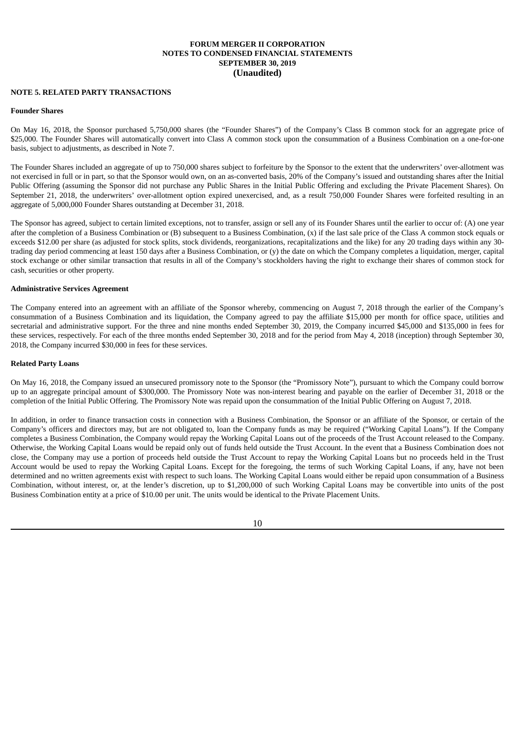# FORUM MERGER II CORPORATION
## NOTES TO CONDENSED FINANCIAL STATEMENTS
## SEPTEMBER 30, 2019
## (Unaudited)

**NOTE 5. RELATED PARTY TRANSACTIONS**

**Founder Shares**

On May 16, 2018, the Sponsor purchased 5,750,000 shares (the "Founder Shares") of the Company's Class B common stock for an aggregate price of $25,000. The Founder Shares will automatically convert into Class A common stock upon the consummation of a Business Combination on a one-for-one basis, subject to adjustments, as described in Note 7.

The Founder Shares included an aggregate of up to 750,000 shares subject to forfeiture by the Sponsor to the extent that the underwriters' over-allotment was not exercised in full or in part, so that the Sponsor would own, on an as-converted basis, 20% of the Company's issued and outstanding shares after the Initial Public Offering (assuming the Sponsor did not purchase any Public Shares in the Initial Public Offering and excluding the Private Placement Shares). On September 21, 2018, the underwriters' over-allotment option expired unexercised, and, as a result 750,000 Founder Shares were forfeited resulting in an aggregate of 5,000,000 Founder Shares outstanding at December 31, 2018.

The Sponsor has agreed, subject to certain limited exceptions, not to transfer, assign or sell any of its Founder Shares until the earlier to occur of: (A) one year after the completion of a Business Combination or (B) subsequent to a Business Combination, (x) if the last sale price of the Class A common stock equals or exceeds $12.00 per share (as adjusted for stock splits, stock dividends, reorganizations, recapitalizations and the like) for any 20 trading days within any 30-trading day period commencing at least 150 days after a Business Combination, or (y) the date on which the Company completes a liquidation, merger, capital stock exchange or other similar transaction that results in all of the Company's stockholders having the right to exchange their shares of common stock for cash, securities or other property.

**Administrative Services Agreement**

The Company entered into an agreement with an affiliate of the Sponsor whereby, commencing on August 7, 2018 through the earlier of the Company's consummation of a Business Combination and its liquidation, the Company agreed to pay the affiliate $15,000 per month for office space, utilities and secretarial and administrative support. For the three and nine months ended September 30, 2019, the Company incurred $45,000 and $135,000 in fees for these services, respectively. For each of the three months ended September 30, 2018 and for the period from May 4, 2018 (inception) through September 30, 2018, the Company incurred $30,000 in fees for these services.

**Related Party Loans**

On May 16, 2018, the Company issued an unsecured promissory note to the Sponsor (the "Promissory Note"), pursuant to which the Company could borrow up to an aggregate principal amount of $300,000. The Promissory Note was non-interest bearing and payable on the earlier of December 31, 2018 or the completion of the Initial Public Offering. The Promissory Note was repaid upon the consummation of the Initial Public Offering on August 7, 2018.

In addition, in order to finance transaction costs in connection with a Business Combination, the Sponsor or an affiliate of the Sponsor, or certain of the Company's officers and directors may, but are not obligated to, loan the Company funds as may be required ("Working Capital Loans"). If the Company completes a Business Combination, the Company would repay the Working Capital Loans out of the proceeds of the Trust Account released to the Company. Otherwise, the Working Capital Loans would be repaid only out of funds held outside the Trust Account. In the event that a Business Combination does not close, the Company may use a portion of proceeds held outside the Trust Account to repay the Working Capital Loans but no proceeds held in the Trust Account would be used to repay the Working Capital Loans. Except for the foregoing, the terms of such Working Capital Loans, if any, have not been determined and no written agreements exist with respect to such loans. The Working Capital Loans would either be repaid upon consummation of a Business Combination, without interest, or, at the lender's discretion, up to $1,200,000 of such Working Capital Loans may be convertible into units of the post Business Combination entity at a price of $10.00 per unit. The units would be identical to the Private Placement Units.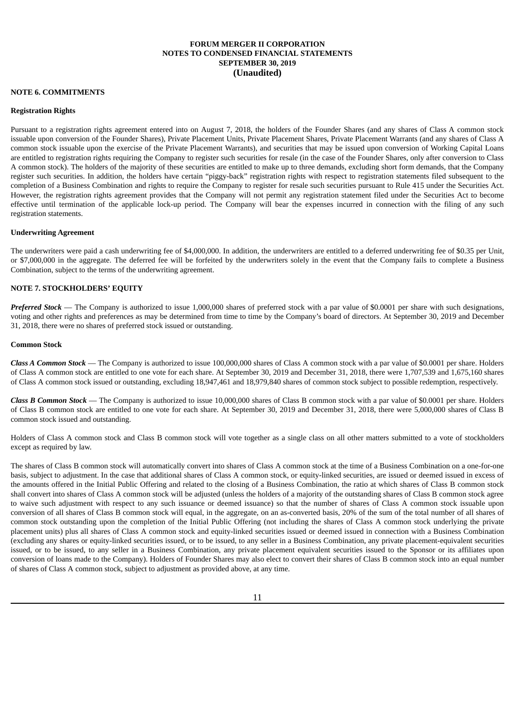**FORUM MERGER II CORPORATION**
**NOTES TO CONDENSED FINANCIAL STATEMENTS**
**SEPTEMBER 30, 2019**
**(Unaudited)**

## NOTE 6. COMMITMENTS

### Registration Rights

Pursuant to a registration rights agreement entered into on August 7, 2018, the holders of the Founder Shares (and any shares of Class A common stock issuable upon conversion of the Founder Shares), Private Placement Units, Private Placement Shares, Private Placement Warrants (and any shares of Class A common stock issuable upon the exercise of the Private Placement Warrants), and securities that may be issued upon conversion of Working Capital Loans are entitled to registration rights requiring the Company to register such securities for resale (in the case of the Founder Shares, only after conversion to Class A common stock). The holders of the majority of these securities are entitled to make up to three demands, excluding short form demands, that the Company register such securities. In addition, the holders have certain "piggy-back" registration rights with respect to registration statements filed subsequent to the completion of a Business Combination and rights to require the Company to register for resale such securities pursuant to Rule 415 under the Securities Act. However, the registration rights agreement provides that the Company will not permit any registration statement filed under the Securities Act to become effective until termination of the applicable lock-up period. The Company will bear the expenses incurred in connection with the filing of any such registration statements.

### Underwriting Agreement

The underwriters were paid a cash underwriting fee of $4,000,000. In addition, the underwriters are entitled to a deferred underwriting fee of $0.35 per Unit, or $7,000,000 in the aggregate. The deferred fee will be forfeited by the underwriters solely in the event that the Company fails to complete a Business Combination, subject to the terms of the underwriting agreement.

## NOTE 7. STOCKHOLDERS' EQUITY

***Preferred Stock*** — The Company is authorized to issue 1,000,000 shares of preferred stock with a par value of $0.0001 per share with such designations, voting and other rights and preferences as may be determined from time to time by the Company's board of directors. At September 30, 2019 and December 31, 2018, there were no shares of preferred stock issued or outstanding.

### Common Stock

***Class A Common Stock*** — The Company is authorized to issue 100,000,000 shares of Class A common stock with a par value of $0.0001 per share. Holders of Class A common stock are entitled to one vote for each share. At September 30, 2019 and December 31, 2018, there were 1,707,539 and 1,675,160 shares of Class A common stock issued or outstanding, excluding 18,947,461 and 18,979,840 shares of common stock subject to possible redemption, respectively.

***Class B Common Stock*** — The Company is authorized to issue 10,000,000 shares of Class B common stock with a par value of $0.0001 per share. Holders of Class B common stock are entitled to one vote for each share. At September 30, 2019 and December 31, 2018, there were 5,000,000 shares of Class B common stock issued and outstanding.

Holders of Class A common stock and Class B common stock will vote together as a single class on all other matters submitted to a vote of stockholders except as required by law.

The shares of Class B common stock will automatically convert into shares of Class A common stock at the time of a Business Combination on a one-for-one basis, subject to adjustment. In the case that additional shares of Class A common stock, or equity-linked securities, are issued or deemed issued in excess of the amounts offered in the Initial Public Offering and related to the closing of a Business Combination, the ratio at which shares of Class B common stock shall convert into shares of Class A common stock will be adjusted (unless the holders of a majority of the outstanding shares of Class B common stock agree to waive such adjustment with respect to any such issuance or deemed issuance) so that the number of shares of Class A common stock issuable upon conversion of all shares of Class B common stock will equal, in the aggregate, on an as-converted basis, 20% of the sum of the total number of all shares of common stock outstanding upon the completion of the Initial Public Offering (not including the shares of Class A common stock underlying the private placement units) plus all shares of Class A common stock and equity-linked securities issued or deemed issued in connection with a Business Combination (excluding any shares or equity-linked securities issued, or to be issued, to any seller in a Business Combination, any private placement-equivalent securities issued, or to be issued, to any seller in a Business Combination, any private placement equivalent securities issued to the Sponsor or its affiliates upon conversion of loans made to the Company). Holders of Founder Shares may also elect to convert their shares of Class B common stock into an equal number of shares of Class A common stock, subject to adjustment as provided above, at any time.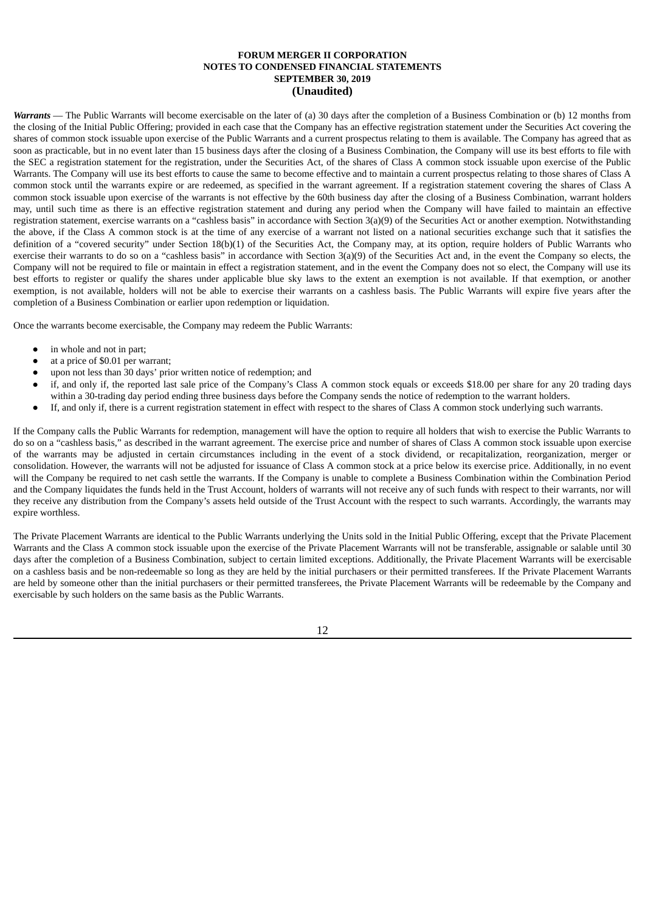***Warrants*** — The Public Warrants will become exercisable on the later of (a) 30 days after the completion of a Business Combination or (b) 12 months from the closing of the Initial Public Offering; provided in each case that the Company has an effective registration statement under the Securities Act covering the shares of common stock issuable upon exercise of the Public Warrants and a current prospectus relating to them is available. The Company has agreed that as soon as practicable, but in no event later than 15 business days after the closing of a Business Combination, the Company will use its best efforts to file with the SEC a registration statement for the registration, under the Securities Act, of the shares of Class A common stock issuable upon exercise of the Public Warrants. The Company will use its best efforts to cause the same to become effective and to maintain a current prospectus relating to those shares of Class A common stock until the warrants expire or are redeemed, as specified in the warrant agreement. If a registration statement covering the shares of Class A common stock issuable upon exercise of the warrants is not effective by the 60th business day after the closing of a Business Combination, warrant holders may, until such time as there is an effective registration statement and during any period when the Company will have failed to maintain an effective registration statement, exercise warrants on a "cashless basis" in accordance with Section 3(a)(9) of the Securities Act or another exemption. Notwithstanding the above, if the Class A common stock is at the time of any exercise of a warrant not listed on a national securities exchange such that it satisfies the definition of a "covered security" under Section 18(b)(1) of the Securities Act, the Company may, at its option, require holders of Public Warrants who exercise their warrants to do so on a "cashless basis" in accordance with Section 3(a)(9) of the Securities Act and, in the event the Company so elects, the Company will not be required to file or maintain in effect a registration statement, and in the event the Company does not so elect, the Company will use its best efforts to register or qualify the shares under applicable blue sky laws to the extent an exemption is not available. If that exemption, or another exemption, is not available, holders will not be able to exercise their warrants on a cashless basis. The Public Warrants will expire five years after the completion of a Business Combination or earlier upon redemption or liquidation.

Once the warrants become exercisable, the Company may redeem the Public Warrants:

- in whole and not in part;
- at a price of $0.01 per warrant;
- upon not less than 30 days' prior written notice of redemption; and
- if, and only if, the reported last sale price of the Company's Class A common stock equals or exceeds $18.00 per share for any 20 trading days within a 30-trading day period ending three business days before the Company sends the notice of redemption to the warrant holders.
- If, and only if, there is a current registration statement in effect with respect to the shares of Class A common stock underlying such warrants.

If the Company calls the Public Warrants for redemption, management will have the option to require all holders that wish to exercise the Public Warrants to do so on a "cashless basis," as described in the warrant agreement. The exercise price and number of shares of Class A common stock issuable upon exercise of the warrants may be adjusted in certain circumstances including in the event of a stock dividend, or recapitalization, reorganization, merger or consolidation. However, the warrants will not be adjusted for issuance of Class A common stock at a price below its exercise price. Additionally, in no event will the Company be required to net cash settle the warrants. If the Company is unable to complete a Business Combination within the Combination Period and the Company liquidates the funds held in the Trust Account, holders of warrants will not receive any of such funds with respect to their warrants, nor will they receive any distribution from the Company's assets held outside of the Trust Account with the respect to such warrants. Accordingly, the warrants may expire worthless.

The Private Placement Warrants are identical to the Public Warrants underlying the Units sold in the Initial Public Offering, except that the Private Placement Warrants and the Class A common stock issuable upon the exercise of the Private Placement Warrants will not be transferable, assignable or salable until 30 days after the completion of a Business Combination, subject to certain limited exceptions. Additionally, the Private Placement Warrants will be exercisable on a cashless basis and be non-redeemable so long as they are held by the initial purchasers or their permitted transferees. If the Private Placement Warrants are held by someone other than the initial purchasers or their permitted transferees, the Private Placement Warrants will be redeemable by the Company and exercisable by such holders on the same basis as the Public Warrants.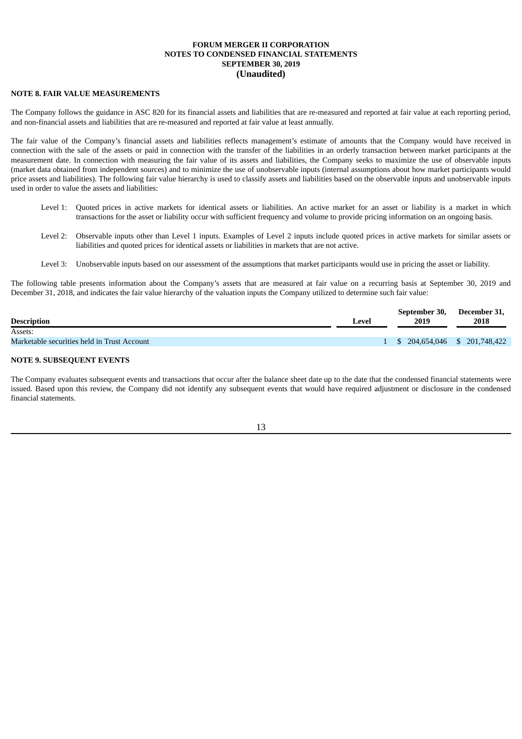**FORUM MERGER II CORPORATION**
**NOTES TO CONDENSED FINANCIAL STATEMENTS**
**SEPTEMBER 30, 2019**
**(Unaudited)**

## NOTE 8. FAIR VALUE MEASUREMENTS

The Company follows the guidance in ASC 820 for its financial assets and liabilities that are re-measured and reported at fair value at each reporting period, and non-financial assets and liabilities that are re-measured and reported at fair value at least annually.

The fair value of the Company's financial assets and liabilities reflects management's estimate of amounts that the Company would have received in connection with the sale of the assets or paid in connection with the transfer of the liabilities in an orderly transaction between market participants at the measurement date. In connection with measuring the fair value of its assets and liabilities, the Company seeks to maximize the use of observable inputs (market data obtained from independent sources) and to minimize the use of unobservable inputs (internal assumptions about how market participants would price assets and liabilities). The following fair value hierarchy is used to classify assets and liabilities based on the observable inputs and unobservable inputs used in order to value the assets and liabilities:

- Level 1: Quoted prices in active markets for identical assets or liabilities. An active market for an asset or liability is a market in which transactions for the asset or liability occur with sufficient frequency and volume to provide pricing information on an ongoing basis.

- Level 2: Observable inputs other than Level 1 inputs. Examples of Level 2 inputs include quoted prices in active markets for similar assets or liabilities and quoted prices for identical assets or liabilities in markets that are not active.

- Level 3: Unobservable inputs based on our assessment of the assumptions that market participants would use in pricing the asset or liability.

The following table presents information about the Company's assets that are measured at fair value on a recurring basis at September 30, 2019 and December 31, 2018, and indicates the fair value hierarchy of the valuation inputs the Company utilized to determine such fair value:

| Description | Level | September 30, 2019 | December 31, 2018 |
|---|---|---|---|
| Assets: | | | |
| Marketable securities held in Trust Account | 1 | $ 204,654,046 | $ 201,748,422 |

## NOTE 9. SUBSEQUENT EVENTS

The Company evaluates subsequent events and transactions that occur after the balance sheet date up to the date that the condensed financial statements were issued. Based upon this review, the Company did not identify any subsequent events that would have required adjustment or disclosure in the condensed financial statements.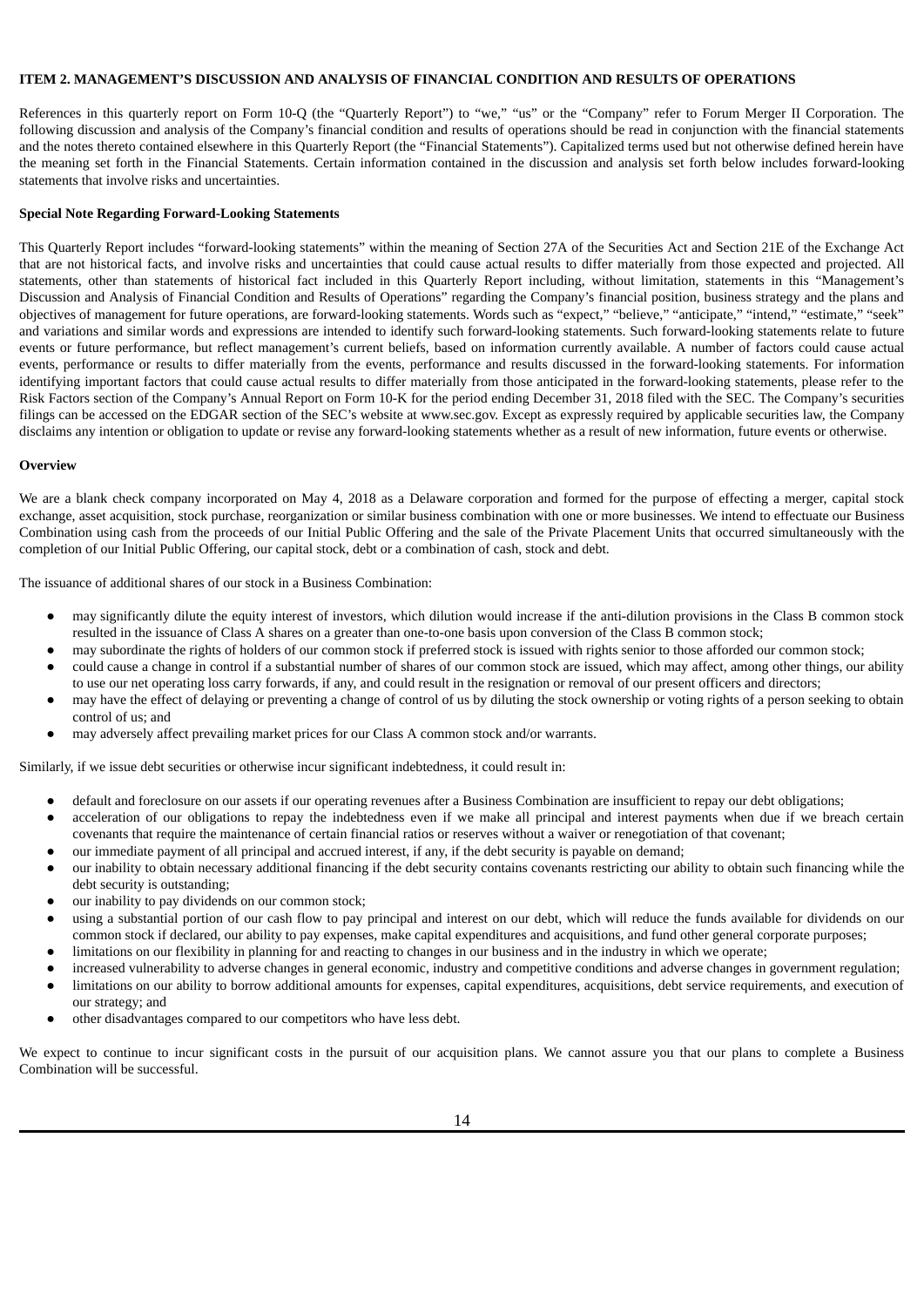### ITEM 2. MANAGEMENT'S DISCUSSION AND ANALYSIS OF FINANCIAL CONDITION AND RESULTS OF OPERATIONS

References in this quarterly report on Form 10-Q (the "Quarterly Report") to "we," "us" or the "Company" refer to Forum Merger II Corporation. The following discussion and analysis of the Company's financial condition and results of operations should be read in conjunction with the financial statements and the notes thereto contained elsewhere in this Quarterly Report (the "Financial Statements"). Capitalized terms used but not otherwise defined herein have the meaning set forth in the Financial Statements. Certain information contained in the discussion and analysis set forth below includes forward-looking statements that involve risks and uncertainties.

**Special Note Regarding Forward-Looking Statements**

This Quarterly Report includes "forward-looking statements" within the meaning of Section 27A of the Securities Act and Section 21E of the Exchange Act that are not historical facts, and involve risks and uncertainties that could cause actual results to differ materially from those expected and projected. All statements, other than statements of historical fact included in this Quarterly Report including, without limitation, statements in this "Management's Discussion and Analysis of Financial Condition and Results of Operations" regarding the Company's financial position, business strategy and the plans and objectives of management for future operations, are forward-looking statements. Words such as "expect," "believe," "anticipate," "intend," "estimate," "seek" and variations and similar words and expressions are intended to identify such forward-looking statements. Such forward-looking statements relate to future events or future performance, but reflect management's current beliefs, based on information currently available. A number of factors could cause actual events, performance or results to differ materially from the events, performance and results discussed in the forward-looking statements. For information identifying important factors that could cause actual results to differ materially from those anticipated in the forward-looking statements, please refer to the Risk Factors section of the Company's Annual Report on Form 10-K for the period ending December 31, 2018 filed with the SEC. The Company's securities filings can be accessed on the EDGAR section of the SEC's website at www.sec.gov. Except as expressly required by applicable securities law, the Company disclaims any intention or obligation to update or revise any forward-looking statements whether as a result of new information, future events or otherwise.

**Overview**

We are a blank check company incorporated on May 4, 2018 as a Delaware corporation and formed for the purpose of effecting a merger, capital stock exchange, asset acquisition, stock purchase, reorganization or similar business combination with one or more businesses. We intend to effectuate our Business Combination using cash from the proceeds of our Initial Public Offering and the sale of the Private Placement Units that occurred simultaneously with the completion of our Initial Public Offering, our capital stock, debt or a combination of cash, stock and debt.

The issuance of additional shares of our stock in a Business Combination:

- may significantly dilute the equity interest of investors, which dilution would increase if the anti-dilution provisions in the Class B common stock resulted in the issuance of Class A shares on a greater than one-to-one basis upon conversion of the Class B common stock;
- may subordinate the rights of holders of our common stock if preferred stock is issued with rights senior to those afforded our common stock;
- could cause a change in control if a substantial number of shares of our common stock are issued, which may affect, among other things, our ability to use our net operating loss carry forwards, if any, and could result in the resignation or removal of our present officers and directors;
- may have the effect of delaying or preventing a change of control of us by diluting the stock ownership or voting rights of a person seeking to obtain control of us; and
- may adversely affect prevailing market prices for our Class A common stock and/or warrants.

Similarly, if we issue debt securities or otherwise incur significant indebtedness, it could result in:

- default and foreclosure on our assets if our operating revenues after a Business Combination are insufficient to repay our debt obligations;
- acceleration of our obligations to repay the indebtedness even if we make all principal and interest payments when due if we breach certain covenants that require the maintenance of certain financial ratios or reserves without a waiver or renegotiation of that covenant;
- our immediate payment of all principal and accrued interest, if any, if the debt security is payable on demand;
- our inability to obtain necessary additional financing if the debt security contains covenants restricting our ability to obtain such financing while the debt security is outstanding;
- our inability to pay dividends on our common stock;
- using a substantial portion of our cash flow to pay principal and interest on our debt, which will reduce the funds available for dividends on our common stock if declared, our ability to pay expenses, make capital expenditures and acquisitions, and fund other general corporate purposes;
- limitations on our flexibility in planning for and reacting to changes in our business and in the industry in which we operate;
- increased vulnerability to adverse changes in general economic, industry and competitive conditions and adverse changes in government regulation;
- limitations on our ability to borrow additional amounts for expenses, capital expenditures, acquisitions, debt service requirements, and execution of our strategy; and
- other disadvantages compared to our competitors who have less debt.

We expect to continue to incur significant costs in the pursuit of our acquisition plans. We cannot assure you that our plans to complete a Business Combination will be successful.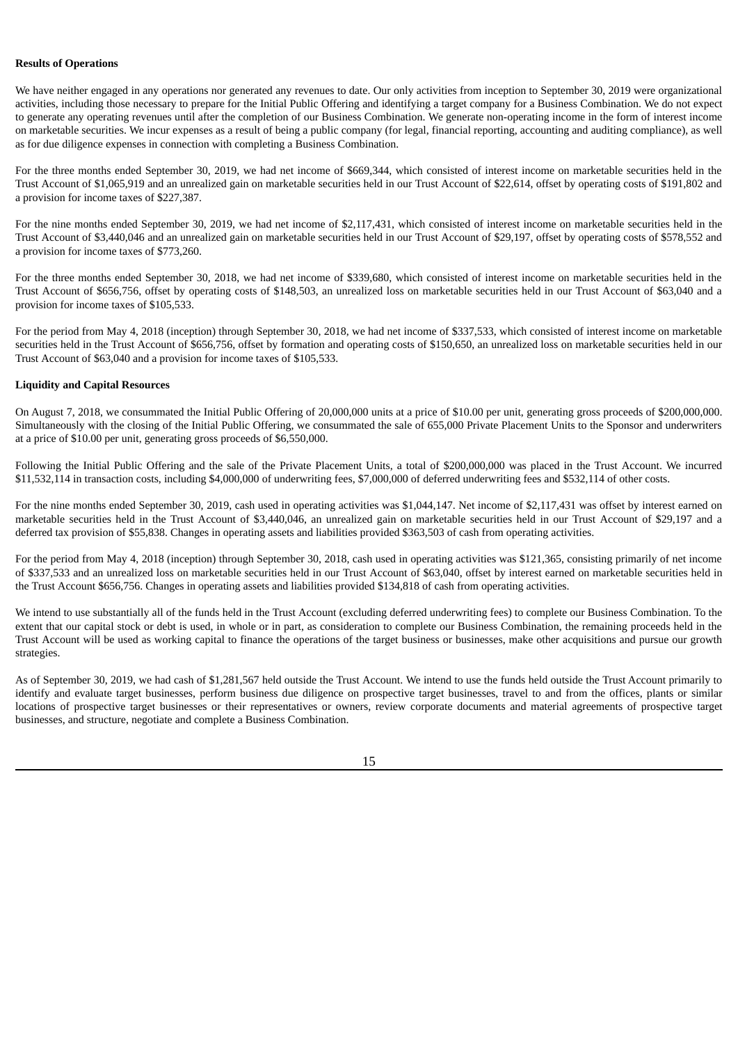**Results of Operations**

We have neither engaged in any operations nor generated any revenues to date. Our only activities from inception to September 30, 2019 were organizational activities, including those necessary to prepare for the Initial Public Offering and identifying a target company for a Business Combination. We do not expect to generate any operating revenues until after the completion of our Business Combination. We generate non-operating income in the form of interest income on marketable securities. We incur expenses as a result of being a public company (for legal, financial reporting, accounting and auditing compliance), as well as for due diligence expenses in connection with completing a Business Combination.

For the three months ended September 30, 2019, we had net income of $669,344, which consisted of interest income on marketable securities held in the Trust Account of $1,065,919 and an unrealized gain on marketable securities held in our Trust Account of $22,614, offset by operating costs of $191,802 and a provision for income taxes of $227,387.

For the nine months ended September 30, 2019, we had net income of $2,117,431, which consisted of interest income on marketable securities held in the Trust Account of $3,440,046 and an unrealized gain on marketable securities held in our Trust Account of $29,197, offset by operating costs of $578,552 and a provision for income taxes of $773,260.

For the three months ended September 30, 2018, we had net income of $339,680, which consisted of interest income on marketable securities held in the Trust Account of $656,756, offset by operating costs of $148,503, an unrealized loss on marketable securities held in our Trust Account of $63,040 and a provision for income taxes of $105,533.

For the period from May 4, 2018 (inception) through September 30, 2018, we had net income of $337,533, which consisted of interest income on marketable securities held in the Trust Account of $656,756, offset by formation and operating costs of $150,650, an unrealized loss on marketable securities held in our Trust Account of $63,040 and a provision for income taxes of $105,533.

**Liquidity and Capital Resources**

On August 7, 2018, we consummated the Initial Public Offering of 20,000,000 units at a price of $10.00 per unit, generating gross proceeds of $200,000,000. Simultaneously with the closing of the Initial Public Offering, we consummated the sale of 655,000 Private Placement Units to the Sponsor and underwriters at a price of $10.00 per unit, generating gross proceeds of $6,550,000.

Following the Initial Public Offering and the sale of the Private Placement Units, a total of $200,000,000 was placed in the Trust Account. We incurred $11,532,114 in transaction costs, including $4,000,000 of underwriting fees, $7,000,000 of deferred underwriting fees and $532,114 of other costs.

For the nine months ended September 30, 2019, cash used in operating activities was $1,044,147. Net income of $2,117,431 was offset by interest earned on marketable securities held in the Trust Account of $3,440,046, an unrealized gain on marketable securities held in our Trust Account of $29,197 and a deferred tax provision of $55,838. Changes in operating assets and liabilities provided $363,503 of cash from operating activities.

For the period from May 4, 2018 (inception) through September 30, 2018, cash used in operating activities was $121,365, consisting primarily of net income of $337,533 and an unrealized loss on marketable securities held in our Trust Account of $63,040, offset by interest earned on marketable securities held in the Trust Account $656,756. Changes in operating assets and liabilities provided $134,818 of cash from operating activities.

We intend to use substantially all of the funds held in the Trust Account (excluding deferred underwriting fees) to complete our Business Combination. To the extent that our capital stock or debt is used, in whole or in part, as consideration to complete our Business Combination, the remaining proceeds held in the Trust Account will be used as working capital to finance the operations of the target business or businesses, make other acquisitions and pursue our growth strategies.

As of September 30, 2019, we had cash of $1,281,567 held outside the Trust Account. We intend to use the funds held outside the Trust Account primarily to identify and evaluate target businesses, perform business due diligence on prospective target businesses, travel to and from the offices, plants or similar locations of prospective target businesses or their representatives or owners, review corporate documents and material agreements of prospective target businesses, and structure, negotiate and complete a Business Combination.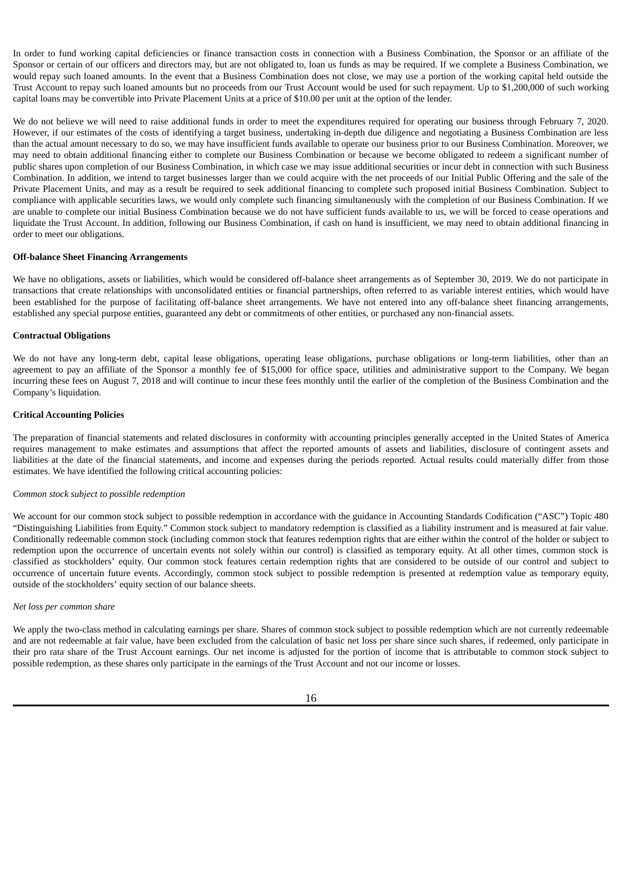In order to fund working capital deficiencies or finance transaction costs in connection with a Business Combination, the Sponsor or an affiliate of the Sponsor or certain of our officers and directors may, but are not obligated to, loan us funds as may be required. If we complete a Business Combination, we would repay such loaned amounts. In the event that a Business Combination does not close, we may use a portion of the working capital held outside the Trust Account to repay such loaned amounts but no proceeds from our Trust Account would be used for such repayment. Up to $1,200,000 of such working capital loans may be convertible into Private Placement Units at a price of $10.00 per unit at the option of the lender.

We do not believe we will need to raise additional funds in order to meet the expenditures required for operating our business through February 7, 2020. However, if our estimates of the costs of identifying a target business, undertaking in-depth due diligence and negotiating a Business Combination are less than the actual amount necessary to do so, we may have insufficient funds available to operate our business prior to our Business Combination. Moreover, we may need to obtain additional financing either to complete our Business Combination or because we become obligated to redeem a significant number of public shares upon completion of our Business Combination, in which case we may issue additional securities or incur debt in connection with such Business Combination. In addition, we intend to target businesses larger than we could acquire with the net proceeds of our Initial Public Offering and the sale of the Private Placement Units, and may as a result be required to seek additional financing to complete such proposed initial Business Combination. Subject to compliance with applicable securities laws, we would only complete such financing simultaneously with the completion of our Business Combination. If we are unable to complete our initial Business Combination because we do not have sufficient funds available to us, we will be forced to cease operations and liquidate the Trust Account. In addition, following our Business Combination, if cash on hand is insufficient, we may need to obtain additional financing in order to meet our obligations.

**Off-balance Sheet Financing Arrangements**

We have no obligations, assets or liabilities, which would be considered off-balance sheet arrangements as of September 30, 2019. We do not participate in transactions that create relationships with unconsolidated entities or financial partnerships, often referred to as variable interest entities, which would have been established for the purpose of facilitating off-balance sheet arrangements. We have not entered into any off-balance sheet financing arrangements, established any special purpose entities, guaranteed any debt or commitments of other entities, or purchased any non-financial assets.

**Contractual Obligations**

We do not have any long-term debt, capital lease obligations, operating lease obligations, purchase obligations or long-term liabilities, other than an agreement to pay an affiliate of the Sponsor a monthly fee of $15,000 for office space, utilities and administrative support to the Company. We began incurring these fees on August 7, 2018 and will continue to incur these fees monthly until the earlier of the completion of the Business Combination and the Company's liquidation.

**Critical Accounting Policies**

The preparation of financial statements and related disclosures in conformity with accounting principles generally accepted in the United States of America requires management to make estimates and assumptions that affect the reported amounts of assets and liabilities, disclosure of contingent assets and liabilities at the date of the financial statements, and income and expenses during the periods reported. Actual results could materially differ from those estimates. We have identified the following critical accounting policies:

*Common stock subject to possible redemption*

We account for our common stock subject to possible redemption in accordance with the guidance in Accounting Standards Codification ("ASC") Topic 480 "Distinguishing Liabilities from Equity." Common stock subject to mandatory redemption is classified as a liability instrument and is measured at fair value. Conditionally redeemable common stock (including common stock that features redemption rights that are either within the control of the holder or subject to redemption upon the occurrence of uncertain events not solely within our control) is classified as temporary equity. At all other times, common stock is classified as stockholders' equity. Our common stock features certain redemption rights that are considered to be outside of our control and subject to occurrence of uncertain future events. Accordingly, common stock subject to possible redemption is presented at redemption value as temporary equity, outside of the stockholders' equity section of our balance sheets.

*Net loss per common share*

We apply the two-class method in calculating earnings per share. Shares of common stock subject to possible redemption which are not currently redeemable and are not redeemable at fair value, have been excluded from the calculation of basic net loss per share since such shares, if redeemed, only participate in their pro rata share of the Trust Account earnings. Our net income is adjusted for the portion of income that is attributable to common stock subject to possible redemption, as these shares only participate in the earnings of the Trust Account and not our income or losses.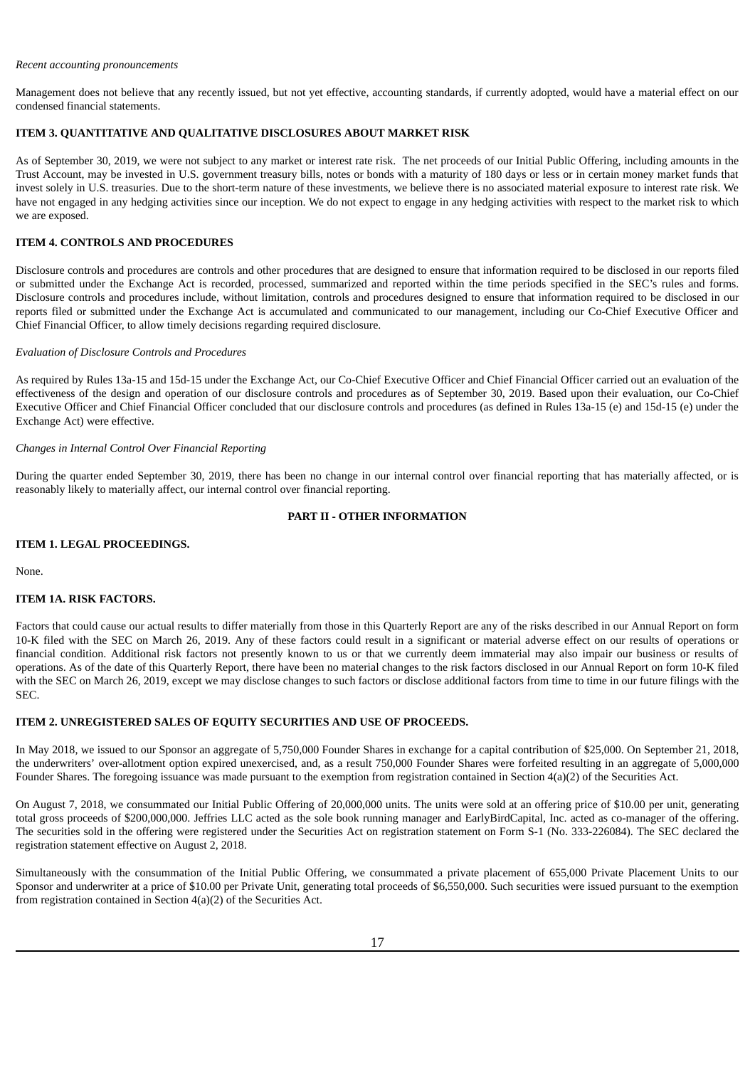*Recent accounting pronouncements*

Management does not believe that any recently issued, but not yet effective, accounting standards, if currently adopted, would have a material effect on our condensed financial statements.

### ITEM 3. QUANTITATIVE AND QUALITATIVE DISCLOSURES ABOUT MARKET RISK

As of September 30, 2019, we were not subject to any market or interest rate risk. The net proceeds of our Initial Public Offering, including amounts in the Trust Account, may be invested in U.S. government treasury bills, notes or bonds with a maturity of 180 days or less or in certain money market funds that invest solely in U.S. treasuries. Due to the short-term nature of these investments, we believe there is no associated material exposure to interest rate risk. We have not engaged in any hedging activities since our inception. We do not expect to engage in any hedging activities with respect to the market risk to which we are exposed.

### ITEM 4. CONTROLS AND PROCEDURES

Disclosure controls and procedures are controls and other procedures that are designed to ensure that information required to be disclosed in our reports filed or submitted under the Exchange Act is recorded, processed, summarized and reported within the time periods specified in the SEC's rules and forms. Disclosure controls and procedures include, without limitation, controls and procedures designed to ensure that information required to be disclosed in our reports filed or submitted under the Exchange Act is accumulated and communicated to our management, including our Co-Chief Executive Officer and Chief Financial Officer, to allow timely decisions regarding required disclosure.

*Evaluation of Disclosure Controls and Procedures*

As required by Rules 13a-15 and 15d-15 under the Exchange Act, our Co-Chief Executive Officer and Chief Financial Officer carried out an evaluation of the effectiveness of the design and operation of our disclosure controls and procedures as of September 30, 2019. Based upon their evaluation, our Co-Chief Executive Officer and Chief Financial Officer concluded that our disclosure controls and procedures (as defined in Rules 13a-15 (e) and 15d-15 (e) under the Exchange Act) were effective.

*Changes in Internal Control Over Financial Reporting*

During the quarter ended September 30, 2019, there has been no change in our internal control over financial reporting that has materially affected, or is reasonably likely to materially affect, our internal control over financial reporting.

## PART II - OTHER INFORMATION

### ITEM 1. LEGAL PROCEEDINGS.

None.

### ITEM 1A. RISK FACTORS.

Factors that could cause our actual results to differ materially from those in this Quarterly Report are any of the risks described in our Annual Report on form 10-K filed with the SEC on March 26, 2019. Any of these factors could result in a significant or material adverse effect on our results of operations or financial condition. Additional risk factors not presently known to us or that we currently deem immaterial may also impair our business or results of operations. As of the date of this Quarterly Report, there have been no material changes to the risk factors disclosed in our Annual Report on form 10-K filed with the SEC on March 26, 2019, except we may disclose changes to such factors or disclose additional factors from time to time in our future filings with the SEC.

### ITEM 2. UNREGISTERED SALES OF EQUITY SECURITIES AND USE OF PROCEEDS.

In May 2018, we issued to our Sponsor an aggregate of 5,750,000 Founder Shares in exchange for a capital contribution of $25,000. On September 21, 2018, the underwriters' over-allotment option expired unexercised, and, as a result 750,000 Founder Shares were forfeited resulting in an aggregate of 5,000,000 Founder Shares. The foregoing issuance was made pursuant to the exemption from registration contained in Section 4(a)(2) of the Securities Act.

On August 7, 2018, we consummated our Initial Public Offering of 20,000,000 units. The units were sold at an offering price of $10.00 per unit, generating total gross proceeds of $200,000,000. Jeffries LLC acted as the sole book running manager and EarlyBirdCapital, Inc. acted as co-manager of the offering. The securities sold in the offering were registered under the Securities Act on registration statement on Form S-1 (No. 333-226084). The SEC declared the registration statement effective on August 2, 2018.

Simultaneously with the consummation of the Initial Public Offering, we consummated a private placement of 655,000 Private Placement Units to our Sponsor and underwriter at a price of $10.00 per Private Unit, generating total proceeds of $6,550,000. Such securities were issued pursuant to the exemption from registration contained in Section 4(a)(2) of the Securities Act.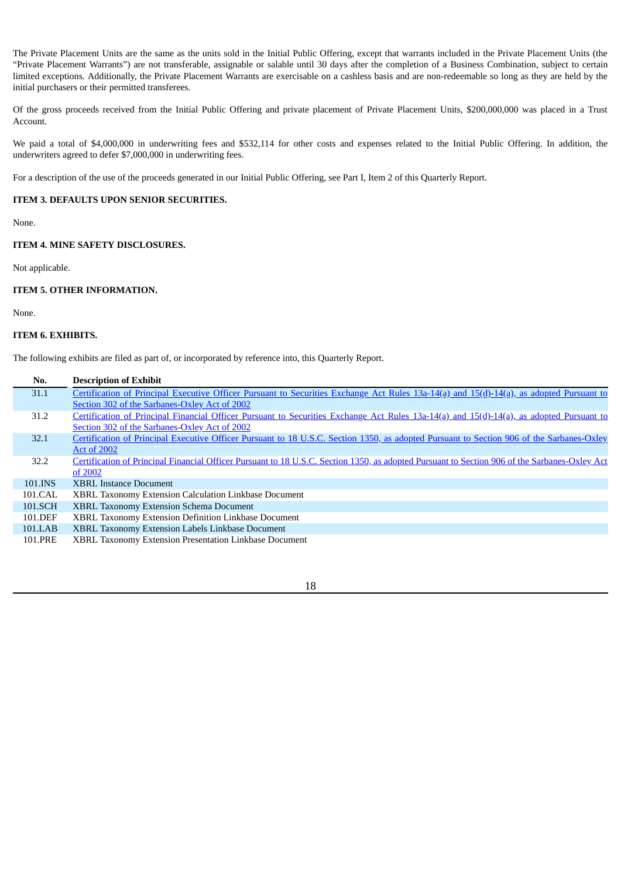The Private Placement Units are the same as the units sold in the Initial Public Offering, except that warrants included in the Private Placement Units (the "Private Placement Warrants") are not transferable, assignable or salable until 30 days after the completion of a Business Combination, subject to certain limited exceptions. Additionally, the Private Placement Warrants are exercisable on a cashless basis and are non-redeemable so long as they are held by the initial purchasers or their permitted transferees.

Of the gross proceeds received from the Initial Public Offering and private placement of Private Placement Units, $200,000,000 was placed in a Trust Account.

We paid a total of $4,000,000 in underwriting fees and $532,114 for other costs and expenses related to the Initial Public Offering. In addition, the underwriters agreed to defer $7,000,000 in underwriting fees.

For a description of the use of the proceeds generated in our Initial Public Offering, see Part I, Item 2 of this Quarterly Report.

**ITEM 3. DEFAULTS UPON SENIOR SECURITIES.**

None.

**ITEM 4. MINE SAFETY DISCLOSURES.**

Not applicable.

**ITEM 5. OTHER INFORMATION.**

None.

**ITEM 6. EXHIBITS.**

The following exhibits are filed as part of, or incorporated by reference into, this Quarterly Report.

| No. | Description of Exhibit |
|---|---|
| 31.1 | Certification of Principal Executive Officer Pursuant to Securities Exchange Act Rules 13a-14(a) and 15(d)-14(a), as adopted Pursuant to Section 302 of the Sarbanes-Oxley Act of 2002 |
| 31.2 | Certification of Principal Financial Officer Pursuant to Securities Exchange Act Rules 13a-14(a) and 15(d)-14(a), as adopted Pursuant to Section 302 of the Sarbanes-Oxley Act of 2002 |
| 32.1 | Certification of Principal Executive Officer Pursuant to 18 U.S.C. Section 1350, as adopted Pursuant to Section 906 of the Sarbanes-Oxley Act of 2002 |
| 32.2 | Certification of Principal Financial Officer Pursuant to 18 U.S.C. Section 1350, as adopted Pursuant to Section 906 of the Sarbanes-Oxley Act of 2002 |
| 101.INS | XBRL Instance Document |
| 101.CAL | XBRL Taxonomy Extension Calculation Linkbase Document |
| 101.SCH | XBRL Taxonomy Extension Schema Document |
| 101.DEF | XBRL Taxonomy Extension Definition Linkbase Document |
| 101.LAB | XBRL Taxonomy Extension Labels Linkbase Document |
| 101.PRE | XBRL Taxonomy Extension Presentation Linkbase Document |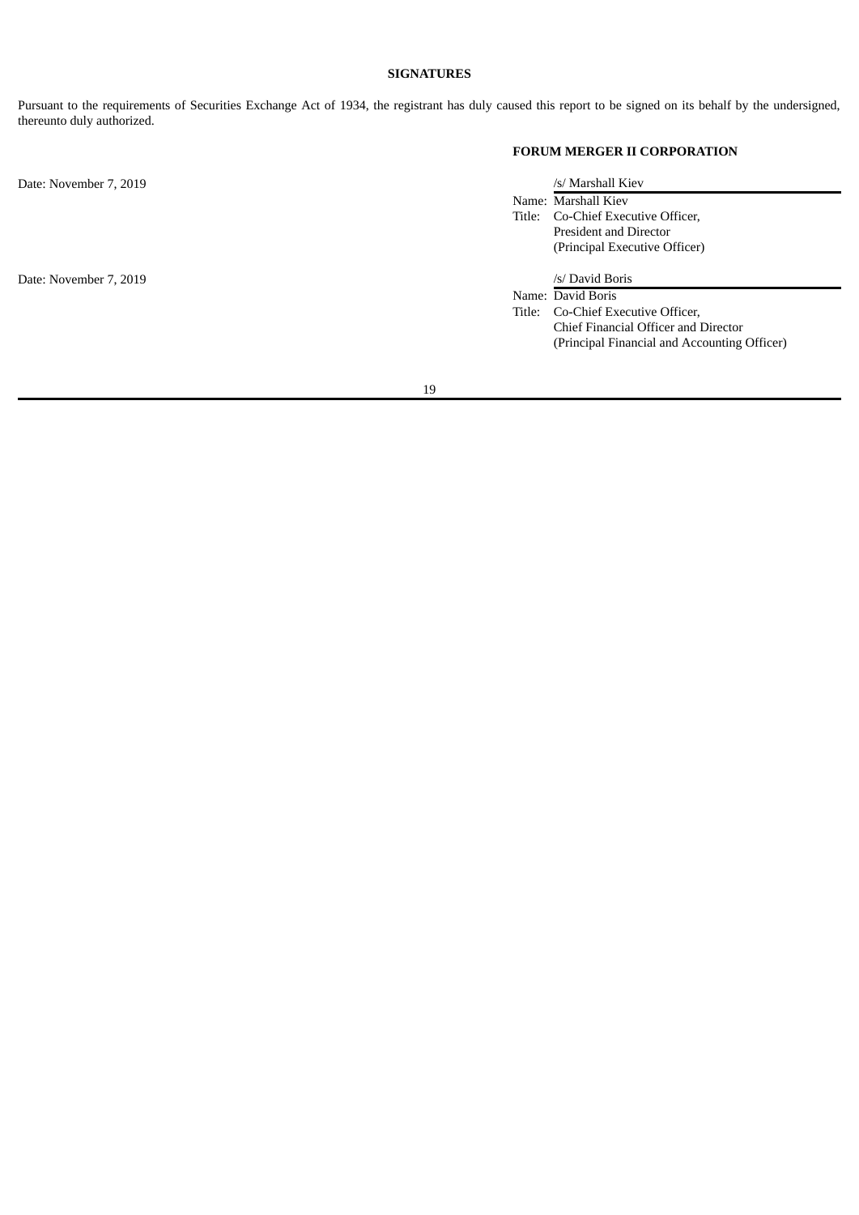## SIGNATURES

Pursuant to the requirements of Securities Exchange Act of 1934, the registrant has duly caused this report to be signed on its behalf by the undersigned, thereunto duly authorized.

**FORUM MERGER II CORPORATION**

Date: November 7, 2019

/s/ Marshall Kiev
Name: Marshall Kiev
Title: Co-Chief Executive Officer,
President and Director
(Principal Executive Officer)

Date: November 7, 2019

/s/ David Boris
Name: David Boris
Title: Co-Chief Executive Officer,
Chief Financial Officer and Director
(Principal Financial and Accounting Officer)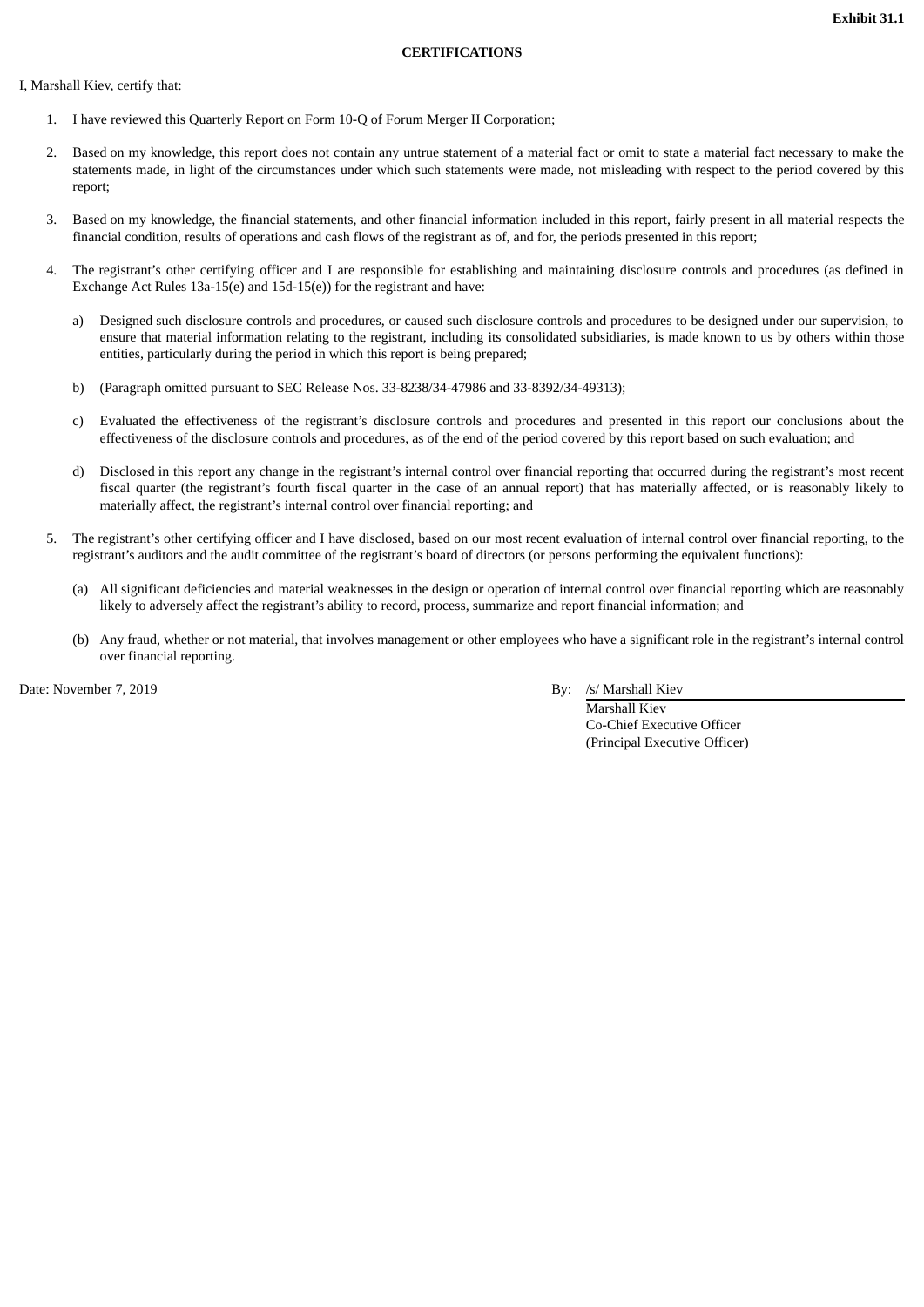**Exhibit 31.1**

**CERTIFICATIONS**

I, Marshall Kiev, certify that:

1. I have reviewed this Quarterly Report on Form 10-Q of Forum Merger II Corporation;

2. Based on my knowledge, this report does not contain any untrue statement of a material fact or omit to state a material fact necessary to make the statements made, in light of the circumstances under which such statements were made, not misleading with respect to the period covered by this report;

3. Based on my knowledge, the financial statements, and other financial information included in this report, fairly present in all material respects the financial condition, results of operations and cash flows of the registrant as of, and for, the periods presented in this report;

4. The registrant's other certifying officer and I are responsible for establishing and maintaining disclosure controls and procedures (as defined in Exchange Act Rules 13a-15(e) and 15d-15(e)) for the registrant and have:

   a) Designed such disclosure controls and procedures, or caused such disclosure controls and procedures to be designed under our supervision, to ensure that material information relating to the registrant, including its consolidated subsidiaries, is made known to us by others within those entities, particularly during the period in which this report is being prepared;

   b) (Paragraph omitted pursuant to SEC Release Nos. 33-8238/34-47986 and 33-8392/34-49313);

   c) Evaluated the effectiveness of the registrant's disclosure controls and procedures and presented in this report our conclusions about the effectiveness of the disclosure controls and procedures, as of the end of the period covered by this report based on such evaluation; and

   d) Disclosed in this report any change in the registrant's internal control over financial reporting that occurred during the registrant's most recent fiscal quarter (the registrant's fourth fiscal quarter in the case of an annual report) that has materially affected, or is reasonably likely to materially affect, the registrant's internal control over financial reporting; and

5. The registrant's other certifying officer and I have disclosed, based on our most recent evaluation of internal control over financial reporting, to the registrant's auditors and the audit committee of the registrant's board of directors (or persons performing the equivalent functions):

   (a) All significant deficiencies and material weaknesses in the design or operation of internal control over financial reporting which are reasonably likely to adversely affect the registrant's ability to record, process, summarize and report financial information; and

   (b) Any fraud, whether or not material, that involves management or other employees who have a significant role in the registrant's internal control over financial reporting.

Date: November 7, 2019

By: /s/ Marshall Kiev
Marshall Kiev
Co-Chief Executive Officer
(Principal Executive Officer)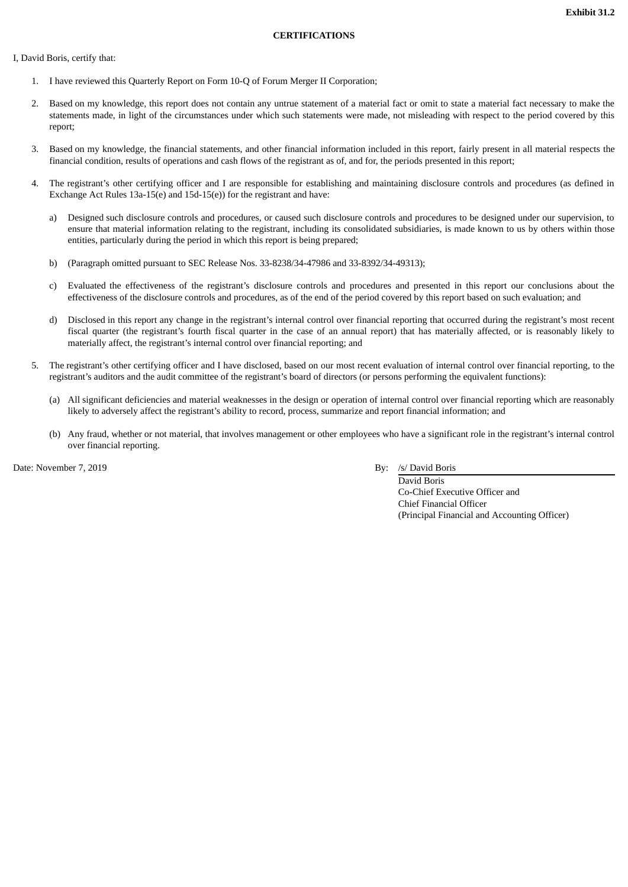**Exhibit 31.2**

**CERTIFICATIONS**

I, David Boris, certify that:

1. I have reviewed this Quarterly Report on Form 10-Q of Forum Merger II Corporation;

2. Based on my knowledge, this report does not contain any untrue statement of a material fact or omit to state a material fact necessary to make the statements made, in light of the circumstances under which such statements were made, not misleading with respect to the period covered by this report;

3. Based on my knowledge, the financial statements, and other financial information included in this report, fairly present in all material respects the financial condition, results of operations and cash flows of the registrant as of, and for, the periods presented in this report;

4. The registrant's other certifying officer and I are responsible for establishing and maintaining disclosure controls and procedures (as defined in Exchange Act Rules 13a-15(e) and 15d-15(e)) for the registrant and have:

   a) Designed such disclosure controls and procedures, or caused such disclosure controls and procedures to be designed under our supervision, to ensure that material information relating to the registrant, including its consolidated subsidiaries, is made known to us by others within those entities, particularly during the period in which this report is being prepared;

   b) (Paragraph omitted pursuant to SEC Release Nos. 33-8238/34-47986 and 33-8392/34-49313);

   c) Evaluated the effectiveness of the registrant's disclosure controls and procedures and presented in this report our conclusions about the effectiveness of the disclosure controls and procedures, as of the end of the period covered by this report based on such evaluation; and

   d) Disclosed in this report any change in the registrant's internal control over financial reporting that occurred during the registrant's most recent fiscal quarter (the registrant's fourth fiscal quarter in the case of an annual report) that has materially affected, or is reasonably likely to materially affect, the registrant's internal control over financial reporting; and

5. The registrant's other certifying officer and I have disclosed, based on our most recent evaluation of internal control over financial reporting, to the registrant's auditors and the audit committee of the registrant's board of directors (or persons performing the equivalent functions):

   (a) All significant deficiencies and material weaknesses in the design or operation of internal control over financial reporting which are reasonably likely to adversely affect the registrant's ability to record, process, summarize and report financial information; and

   (b) Any fraud, whether or not material, that involves management or other employees who have a significant role in the registrant's internal control over financial reporting.

Date: November 7, 2019

By: /s/ David Boris
David Boris
Co-Chief Executive Officer and
Chief Financial Officer
(Principal Financial and Accounting Officer)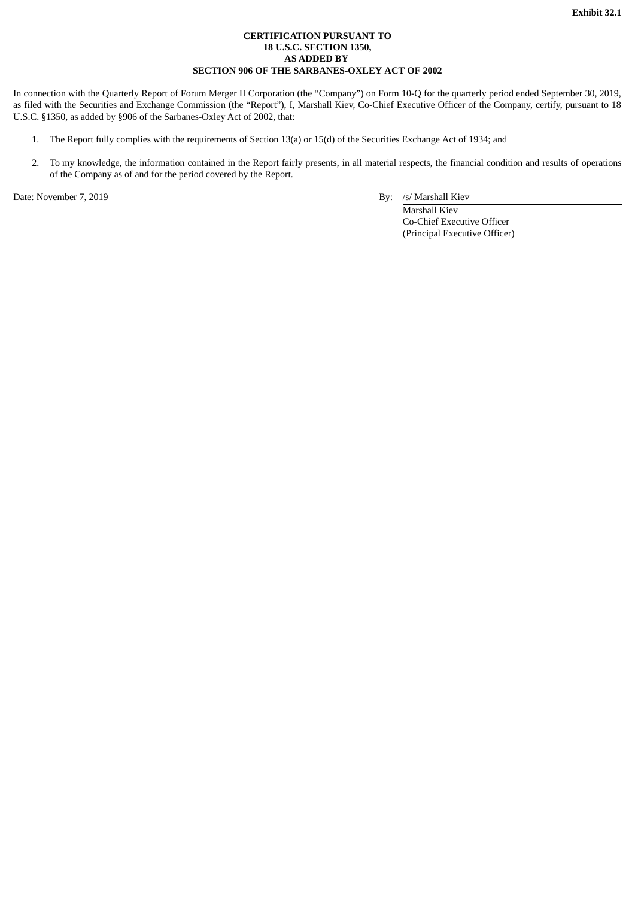**Exhibit 32.1**

**CERTIFICATION PURSUANT TO**
**18 U.S.C. SECTION 1350,**
**AS ADDED BY**
**SECTION 906 OF THE SARBANES-OXLEY ACT OF 2002**

In connection with the Quarterly Report of Forum Merger II Corporation (the "Company") on Form 10-Q for the quarterly period ended September 30, 2019, as filed with the Securities and Exchange Commission (the "Report"), I, Marshall Kiev, Co-Chief Executive Officer of the Company, certify, pursuant to 18 U.S.C. §1350, as added by §906 of the Sarbanes-Oxley Act of 2002, that:

1. The Report fully complies with the requirements of Section 13(a) or 15(d) of the Securities Exchange Act of 1934; and
2. To my knowledge, the information contained in the Report fairly presents, in all material respects, the financial condition and results of operations of the Company as of and for the period covered by the Report.

Date: November 7, 2019

By: /s/ Marshall Kiev
Marshall Kiev
Co-Chief Executive Officer
(Principal Executive Officer)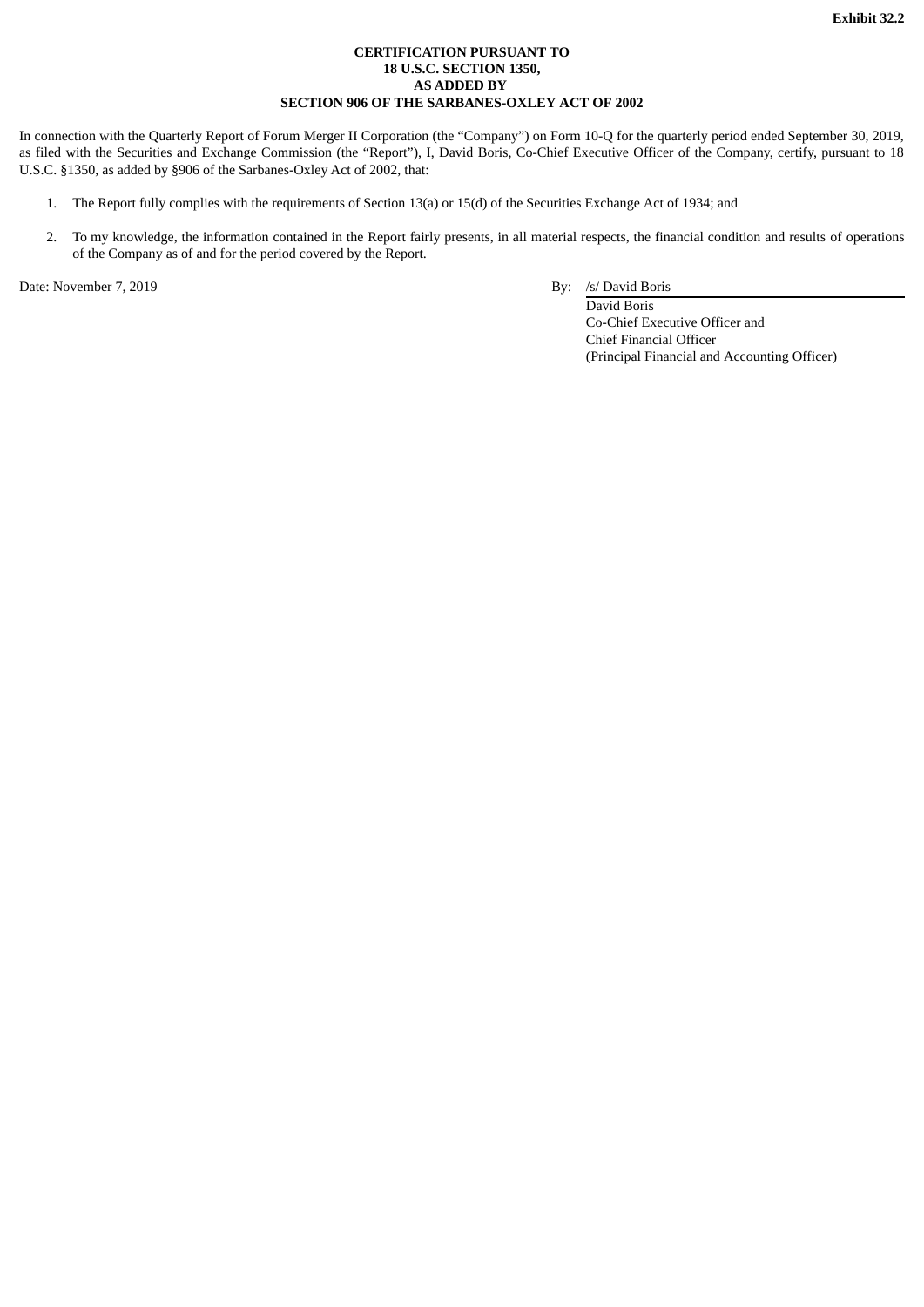**Exhibit 32.2**

**CERTIFICATION PURSUANT TO**
**18 U.S.C. SECTION 1350,**
**AS ADDED BY**
**SECTION 906 OF THE SARBANES-OXLEY ACT OF 2002**

In connection with the Quarterly Report of Forum Merger II Corporation (the "Company") on Form 10-Q for the quarterly period ended September 30, 2019, as filed with the Securities and Exchange Commission (the "Report"), I, David Boris, Co-Chief Executive Officer of the Company, certify, pursuant to 18 U.S.C. §1350, as added by §906 of the Sarbanes-Oxley Act of 2002, that:

1. The Report fully complies with the requirements of Section 13(a) or 15(d) of the Securities Exchange Act of 1934; and

2. To my knowledge, the information contained in the Report fairly presents, in all material respects, the financial condition and results of operations of the Company as of and for the period covered by the Report.

Date: November 7, 2019

By: /s/ David Boris
David Boris
Co-Chief Executive Officer and
Chief Financial Officer
(Principal Financial and Accounting Officer)